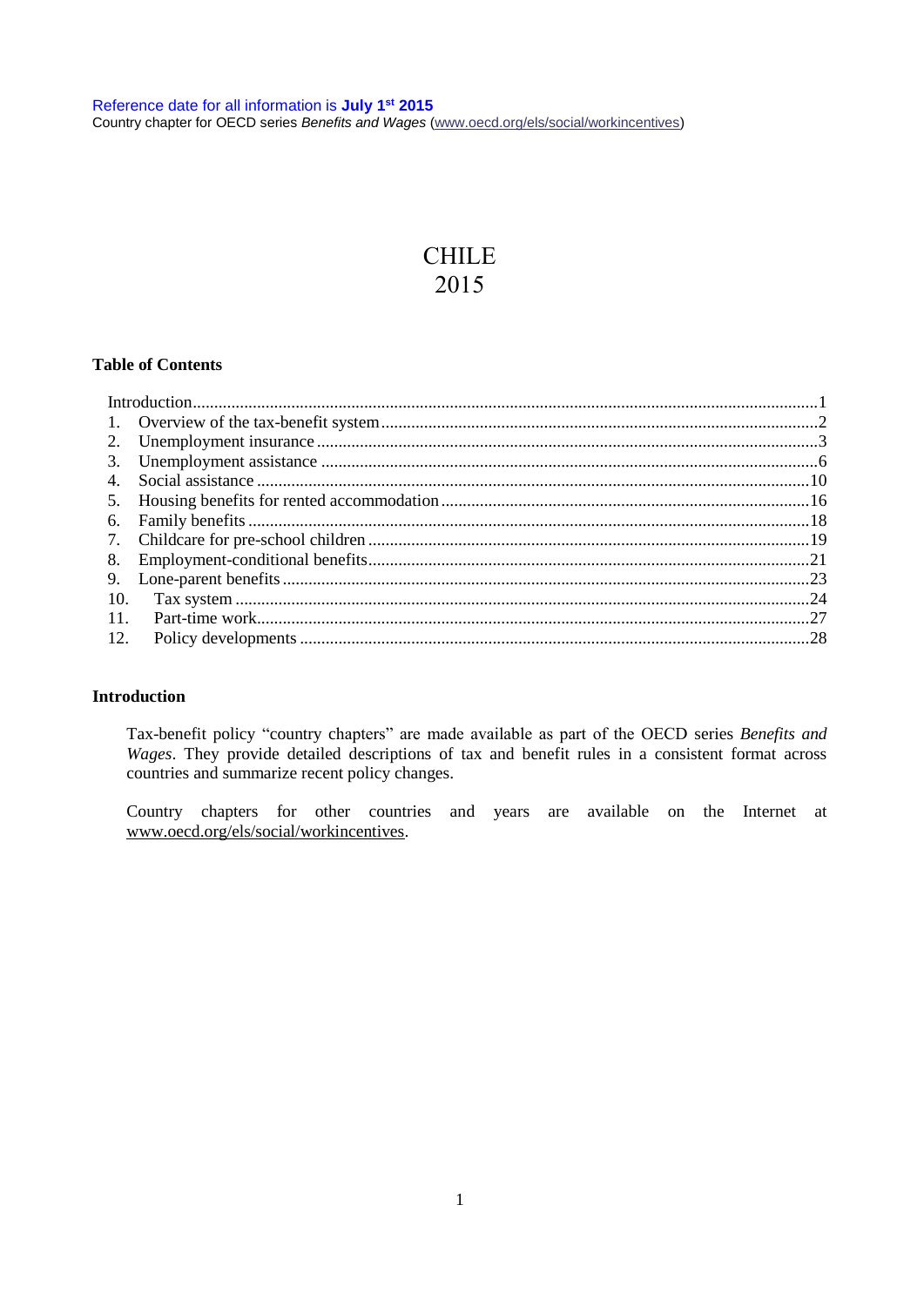Reference date for all information is **July 1st 2015**

Country chapter for OECD series *Benefits and Wages* (www.oecd.org/els/social/workincentives)

# CHILE
# 2015

**Table of Contents**

Introduction................................................................1
1. Overview of the tax-benefit system..........................................2
2. Unemployment insurance......................................................3
3. Unemployment assistance.....................................................6
4. Social assistance..........................................................10
5. Housing benefits for rented accommodation..................................16
6. Family benefits............................................................18
7. Childcare for pre-school children..........................................19
8. Employment-conditional benefits............................................21
9. Lone-parent benefits.......................................................23
10. Tax system................................................................24
11. Part-time work............................................................27
12. Policy developments.......................................................28

## Introduction

Tax-benefit policy "country chapters" are made available as part of the OECD series *Benefits and Wages*. They provide detailed descriptions of tax and benefit rules in a consistent format across countries and summarize recent policy changes.

Country chapters for other countries and years are available on the Internet at www.oecd.org/els/social/workincentives.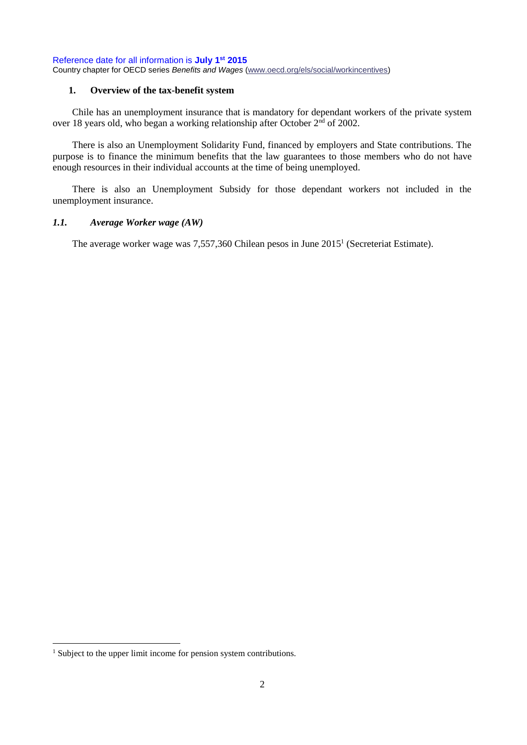Reference date for all information is **July 1st 2015**

Country chapter for OECD series *Benefits and Wages* (www.oecd.org/els/social/workincentives)

## 1. Overview of the tax-benefit system

Chile has an unemployment insurance that is mandatory for dependant workers of the private system over 18 years old, who began a working relationship after October 2nd of 2002.

There is also an Unemployment Solidarity Fund, financed by employers and State contributions. The purpose is to finance the minimum benefits that the law guarantees to those members who do not have enough resources in their individual accounts at the time of being unemployed.

There is also an Unemployment Subsidy for those dependant workers not included in the unemployment insurance.

### *1.1. Average Worker wage (AW)*

The average worker wage was 7,557,360 Chilean pesos in June 2015[1] (Secreteriat Estimate).

[1] Subject to the upper limit income for pension system contributions.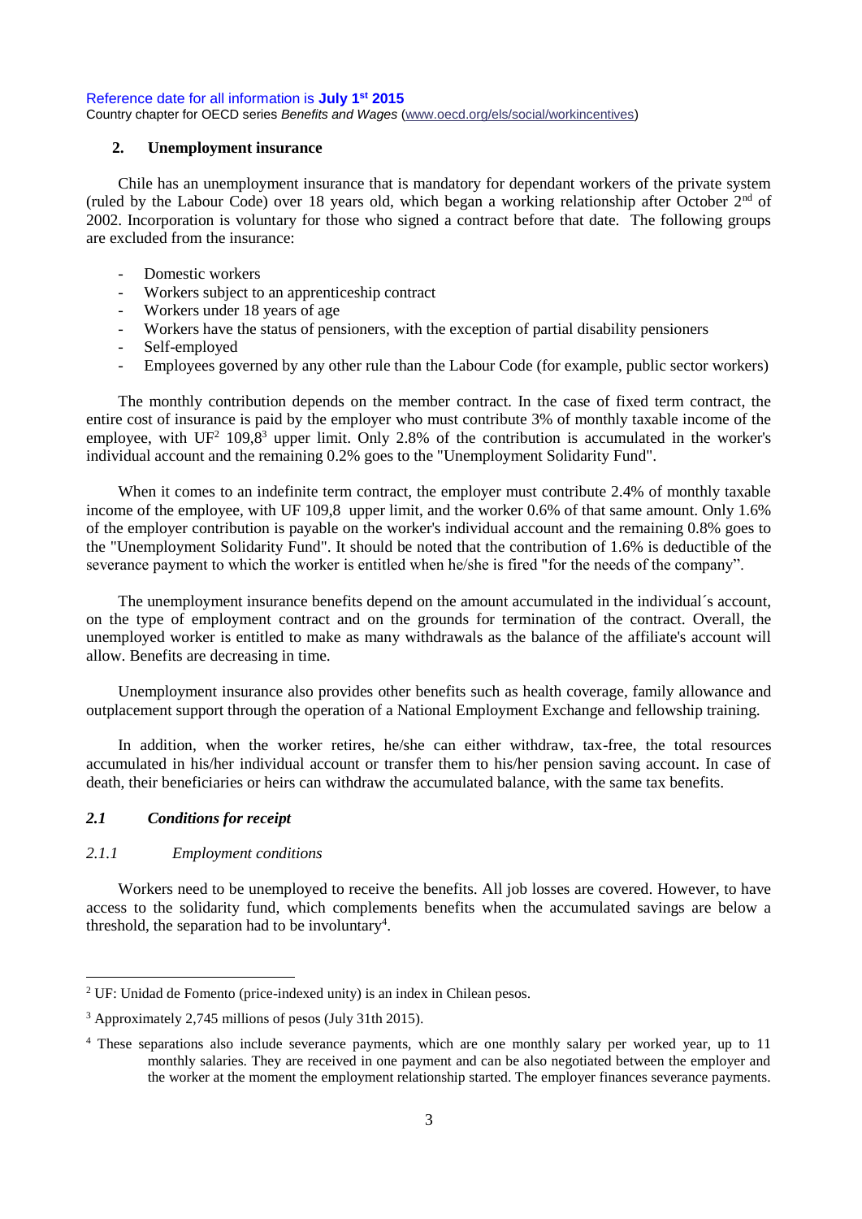## 2. Unemployment insurance

Chile has an unemployment insurance that is mandatory for dependant workers of the private system (ruled by the Labour Code) over 18 years old, which began a working relationship after October 2nd of 2002. Incorporation is voluntary for those who signed a contract before that date. The following groups are excluded from the insurance:

- Domestic workers
- Workers subject to an apprenticeship contract
- Workers under 18 years of age
- Workers have the status of pensioners, with the exception of partial disability pensioners
- Self-employed
- Employees governed by any other rule than the Labour Code (for example, public sector workers)

The monthly contribution depends on the member contract. In the case of fixed term contract, the entire cost of insurance is paid by the employer who must contribute 3% of monthly taxable income of the employee, with UF[2] 109,8[3] upper limit. Only 2.8% of the contribution is accumulated in the worker's individual account and the remaining 0.2% goes to the "Unemployment Solidarity Fund".

When it comes to an indefinite term contract, the employer must contribute 2.4% of monthly taxable income of the employee, with UF 109,8 upper limit, and the worker 0.6% of that same amount. Only 1.6% of the employer contribution is payable on the worker's individual account and the remaining 0.8% goes to the "Unemployment Solidarity Fund". It should be noted that the contribution of 1.6% is deductible of the severance payment to which the worker is entitled when he/she is fired "for the needs of the company".

The unemployment insurance benefits depend on the amount accumulated in the individual´s account, on the type of employment contract and on the grounds for termination of the contract. Overall, the unemployed worker is entitled to make as many withdrawals as the balance of the affiliate's account will allow. Benefits are decreasing in time.

Unemployment insurance also provides other benefits such as health coverage, family allowance and outplacement support through the operation of a National Employment Exchange and fellowship training.

In addition, when the worker retires, he/she can either withdraw, tax-free, the total resources accumulated in his/her individual account or transfer them to his/her pension saving account. In case of death, their beneficiaries or heirs can withdraw the accumulated balance, with the same tax benefits.

### *2.1 Conditions for receipt*

#### *2.1.1 Employment conditions*

Workers need to be unemployed to receive the benefits. All job losses are covered. However, to have access to the solidarity fund, which complements benefits when the accumulated savings are below a threshold, the separation had to be involuntary[4].

---

[2] UF: Unidad de Fomento (price-indexed unity) is an index in Chilean pesos.

[3] Approximately 2,745 millions of pesos (July 31th 2015).

[4] These separations also include severance payments, which are one monthly salary per worked year, up to 11 monthly salaries. They are received in one payment and can be also negotiated between the employer and the worker at the moment the employment relationship started. The employer finances severance payments.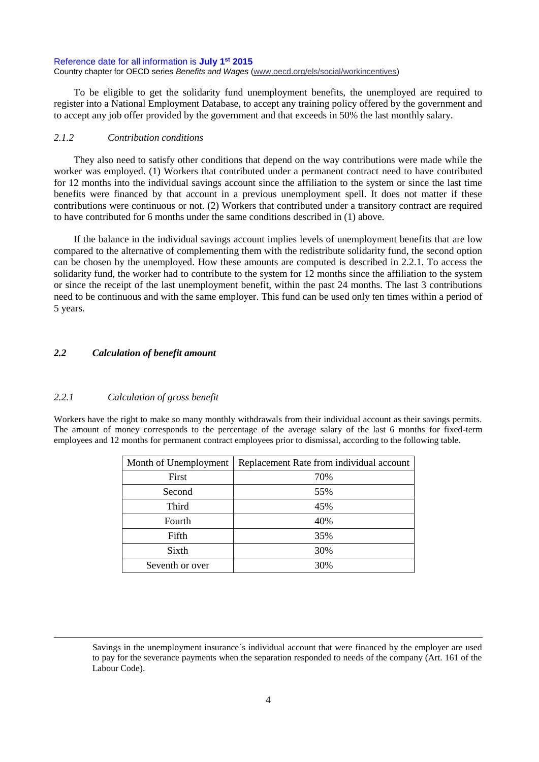To be eligible to get the solidarity fund unemployment benefits, the unemployed are required to register into a National Employment Database, to accept any training policy offered by the government and to accept any job offer provided by the government and that exceeds in 50% the last monthly salary.

### *2.1.2 Contribution conditions*

They also need to satisfy other conditions that depend on the way contributions were made while the worker was employed. (1) Workers that contributed under a permanent contract need to have contributed for 12 months into the individual savings account since the affiliation to the system or since the last time benefits were financed by that account in a previous unemployment spell. It does not matter if these contributions were continuous or not. (2) Workers that contributed under a transitory contract are required to have contributed for 6 months under the same conditions described in (1) above.

If the balance in the individual savings account implies levels of unemployment benefits that are low compared to the alternative of complementing them with the redistribute solidarity fund, the second option can be chosen by the unemployed. How these amounts are computed is described in 2.2.1. To access the solidarity fund, the worker had to contribute to the system for 12 months since the affiliation to the system or since the receipt of the last unemployment benefit, within the past 24 months. The last 3 contributions need to be continuous and with the same employer. This fund can be used only ten times within a period of 5 years.

## *2.2 Calculation of benefit amount*

### *2.2.1 Calculation of gross benefit*

Workers have the right to make so many monthly withdrawals from their individual account as their savings permits. The amount of money corresponds to the percentage of the average salary of the last 6 months for fixed-term employees and 12 months for permanent contract employees prior to dismissal, according to the following table.

| Month of Unemployment | Replacement Rate from individual account |
|---|---|
| First | 70% |
| Second | 55% |
| Third | 45% |
| Fourth | 40% |
| Fifth | 35% |
| Sixth | 30% |
| Seventh or over | 30% |

---

Savings in the unemployment insurance´s individual account that were financed by the employer are used to pay for the severance payments when the separation responded to needs of the company (Art. 161 of the Labour Code).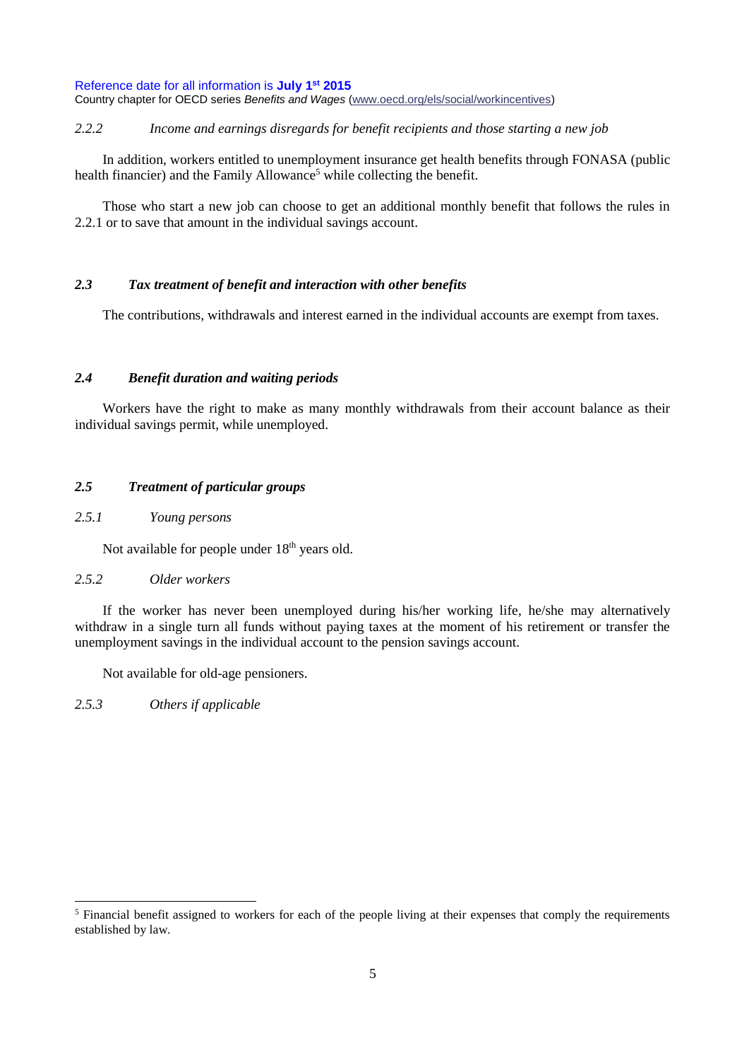#### 2.2.2 Income and earnings disregards for benefit recipients and those starting a new job

In addition, workers entitled to unemployment insurance get health benefits through FONASA (public health financier) and the Family Allowance[5] while collecting the benefit.

Those who start a new job can choose to get an additional monthly benefit that follows the rules in 2.2.1 or to save that amount in the individual savings account.

### 2.3 Tax treatment of benefit and interaction with other benefits

The contributions, withdrawals and interest earned in the individual accounts are exempt from taxes.

### 2.4 Benefit duration and waiting periods

Workers have the right to make as many monthly withdrawals from their account balance as their individual savings permit, while unemployed.

### 2.5 Treatment of particular groups

#### 2.5.1 Young persons

Not available for people under 18th years old.

#### 2.5.2 Older workers

If the worker has never been unemployed during his/her working life, he/she may alternatively withdraw in a single turn all funds without paying taxes at the moment of his retirement or transfer the unemployment savings in the individual account to the pension savings account.

Not available for old-age pensioners.

#### 2.5.3 Others if applicable

---

[5] Financial benefit assigned to workers for each of the people living at their expenses that comply the requirements established by law.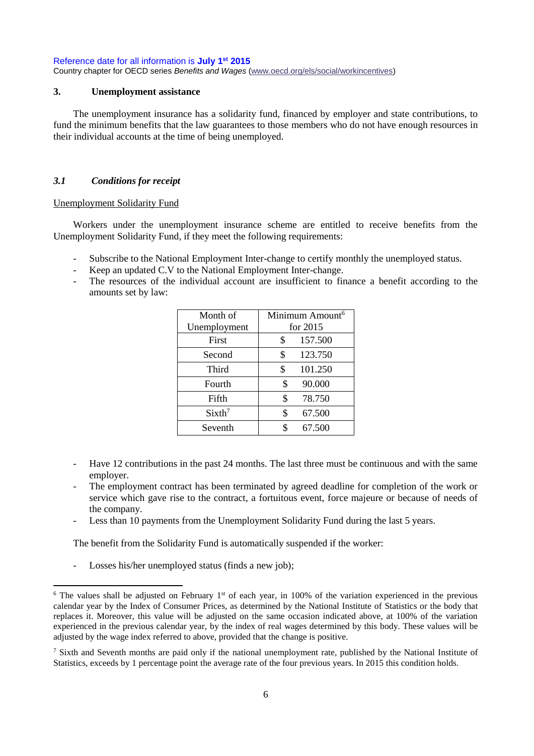## 3. Unemployment assistance

The unemployment insurance has a solidarity fund, financed by employer and state contributions, to fund the minimum benefits that the law guarantees to those members who do not have enough resources in their individual accounts at the time of being unemployed.

### *3.1 Conditions for receipt*

Unemployment Solidarity Fund

Workers under the unemployment insurance scheme are entitled to receive benefits from the Unemployment Solidarity Fund, if they meet the following requirements:

- Subscribe to the National Employment Inter-change to certify monthly the unemployed status.
- Keep an updated C.V to the National Employment Inter-change.
- The resources of the individual account are insufficient to finance a benefit according to the amounts set by law:

| Month of Unemployment | Minimum Amount[6] for 2015 |
|---|---|
| First | $ 157.500 |
| Second | $ 123.750 |
| Third | $ 101.250 |
| Fourth | $ 90.000 |
| Fifth | $ 78.750 |
| Sixth[7] | $ 67.500 |
| Seventh | $ 67.500 |

- Have 12 contributions in the past 24 months. The last three must be continuous and with the same employer.
- The employment contract has been terminated by agreed deadline for completion of the work or service which gave rise to the contract, a fortuitous event, force majeure or because of needs of the company.
- Less than 10 payments from the Unemployment Solidarity Fund during the last 5 years.

The benefit from the Solidarity Fund is automatically suspended if the worker:

- Losses his/her unemployed status (finds a new job);

[6] The values shall be adjusted on February 1st of each year, in 100% of the variation experienced in the previous calendar year by the Index of Consumer Prices, as determined by the National Institute of Statistics or the body that replaces it. Moreover, this value will be adjusted on the same occasion indicated above, at 100% of the variation experienced in the previous calendar year, by the index of real wages determined by this body. These values will be adjusted by the wage index referred to above, provided that the change is positive.

[7] Sixth and Seventh months are paid only if the national unemployment rate, published by the National Institute of Statistics, exceeds by 1 percentage point the average rate of the four previous years. In 2015 this condition holds.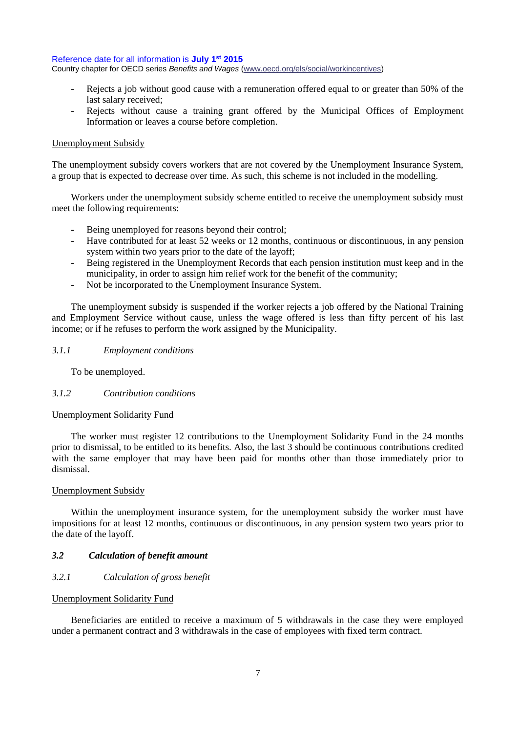- Rejects a job without good cause with a remuneration offered equal to or greater than 50% of the last salary received;
- Rejects without cause a training grant offered by the Municipal Offices of Employment Information or leaves a course before completion.

Unemployment Subsidy

The unemployment subsidy covers workers that are not covered by the Unemployment Insurance System, a group that is expected to decrease over time. As such, this scheme is not included in the modelling.

Workers under the unemployment subsidy scheme entitled to receive the unemployment subsidy must meet the following requirements:

- Being unemployed for reasons beyond their control;
- Have contributed for at least 52 weeks or 12 months, continuous or discontinuous, in any pension system within two years prior to the date of the layoff;
- Being registered in the Unemployment Records that each pension institution must keep and in the municipality, in order to assign him relief work for the benefit of the community;
- Not be incorporated to the Unemployment Insurance System.

The unemployment subsidy is suspended if the worker rejects a job offered by the National Training and Employment Service without cause, unless the wage offered is less than fifty percent of his last income; or if he refuses to perform the work assigned by the Municipality.

#### *3.1.1 Employment conditions*

To be unemployed.

#### *3.1.2 Contribution conditions*

Unemployment Solidarity Fund

The worker must register 12 contributions to the Unemployment Solidarity Fund in the 24 months prior to dismissal, to be entitled to its benefits. Also, the last 3 should be continuous contributions credited with the same employer that may have been paid for months other than those immediately prior to dismissal.

Unemployment Subsidy

Within the unemployment insurance system, for the unemployment subsidy the worker must have impositions for at least 12 months, continuous or discontinuous, in any pension system two years prior to the date of the layoff.

### *3.2 Calculation of benefit amount*

#### *3.2.1 Calculation of gross benefit*

Unemployment Solidarity Fund

Beneficiaries are entitled to receive a maximum of 5 withdrawals in the case they were employed under a permanent contract and 3 withdrawals in the case of employees with fixed term contract.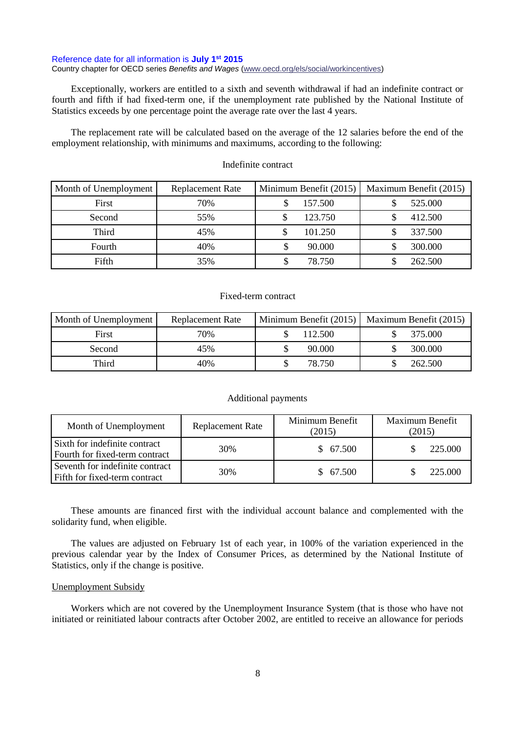Exceptionally, workers are entitled to a sixth and seventh withdrawal if had an indefinite contract or fourth and fifth if had fixed-term one, if the unemployment rate published by the National Institute of Statistics exceeds by one percentage point the average rate over the last 4 years.

The replacement rate will be calculated based on the average of the 12 salaries before the end of the employment relationship, with minimums and maximums, according to the following:

Indefinite contract

| Month of Unemployment | Replacement Rate | Minimum Benefit (2015) | Maximum Benefit (2015) |
|---|---|---|---|
| First | 70% | $ 157.500 | $ 525.000 |
| Second | 55% | $ 123.750 | $ 412.500 |
| Third | 45% | $ 101.250 | $ 337.500 |
| Fourth | 40% | $ 90.000 | $ 300.000 |
| Fifth | 35% | $ 78.750 | $ 262.500 |

Fixed-term contract

| Month of Unemployment | Replacement Rate | Minimum Benefit (2015) | Maximum Benefit (2015) |
|---|---|---|---|
| First | 70% | $ 112.500 | $ 375.000 |
| Second | 45% | $ 90.000 | $ 300.000 |
| Third | 40% | $ 78.750 | $ 262.500 |

Additional payments

| Month of Unemployment | Replacement Rate | Minimum Benefit (2015) | Maximum Benefit (2015) |
|---|---|---|---|
| Sixth for indefinite contract<br>Fourth for fixed-term contract | 30% | $ 67.500 | $ 225.000 |
| Seventh for indefinite contract<br>Fifth for fixed-term contract | 30% | $ 67.500 | $ 225.000 |

These amounts are financed first with the individual account balance and complemented with the solidarity fund, when eligible.

The values are adjusted on February 1st of each year, in 100% of the variation experienced in the previous calendar year by the Index of Consumer Prices, as determined by the National Institute of Statistics, only if the change is positive.

Unemployment Subsidy

Workers which are not covered by the Unemployment Insurance System (that is those who have not initiated or reinitiated labour contracts after October 2002, are entitled to receive an allowance for periods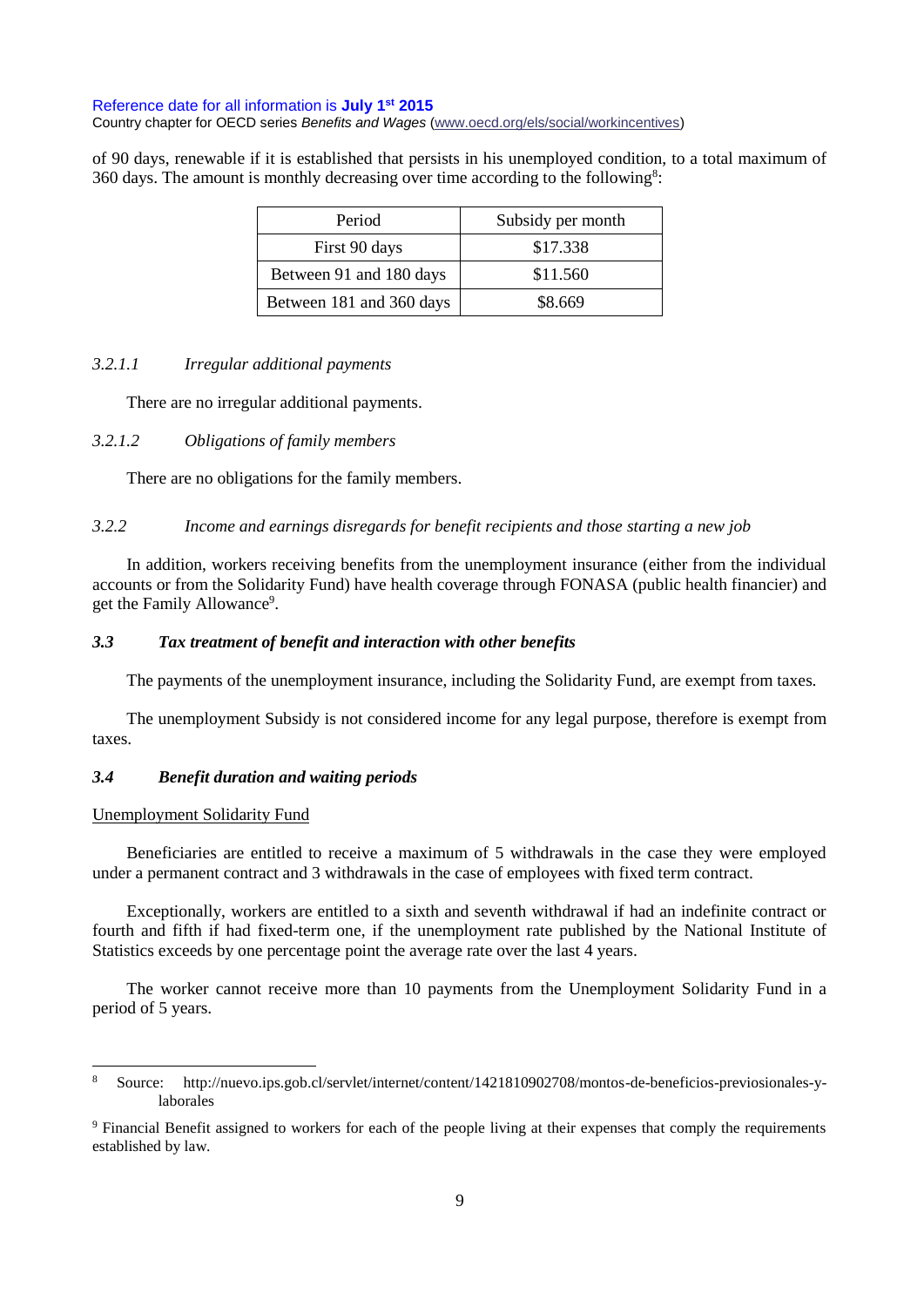of 90 days, renewable if it is established that persists in his unemployed condition, to a total maximum of 360 days. The amount is monthly decreasing over time according to the following[8]:

| Period | Subsidy per month |
|---|---|
| First 90 days | $17.338 |
| Between 91 and 180 days | $11.560 |
| Between 181 and 360 days | $8.669 |

#### *3.2.1.1 Irregular additional payments*

There are no irregular additional payments.

#### *3.2.1.2 Obligations of family members*

There are no obligations for the family members.

### *3.2.2 Income and earnings disregards for benefit recipients and those starting a new job*

In addition, workers receiving benefits from the unemployment insurance (either from the individual accounts or from the Solidarity Fund) have health coverage through FONASA (public health financier) and get the Family Allowance[9].

## ***3.3 Tax treatment of benefit and interaction with other benefits***

The payments of the unemployment insurance, including the Solidarity Fund, are exempt from taxes.

The unemployment Subsidy is not considered income for any legal purpose, therefore is exempt from taxes.

## ***3.4 Benefit duration and waiting periods***

<u>Unemployment Solidarity Fund</u>

Beneficiaries are entitled to receive a maximum of 5 withdrawals in the case they were employed under a permanent contract and 3 withdrawals in the case of employees with fixed term contract.

Exceptionally, workers are entitled to a sixth and seventh withdrawal if had an indefinite contract or fourth and fifth if had fixed-term one, if the unemployment rate published by the National Institute of Statistics exceeds by one percentage point the average rate over the last 4 years.

The worker cannot receive more than 10 payments from the Unemployment Solidarity Fund in a period of 5 years.

---

[8] Source: http://nuevo.ips.gob.cl/servlet/internet/content/1421810902708/montos-de-beneficios-previsionales-y-laborales

[9] Financial Benefit assigned to workers for each of the people living at their expenses that comply the requirements established by law.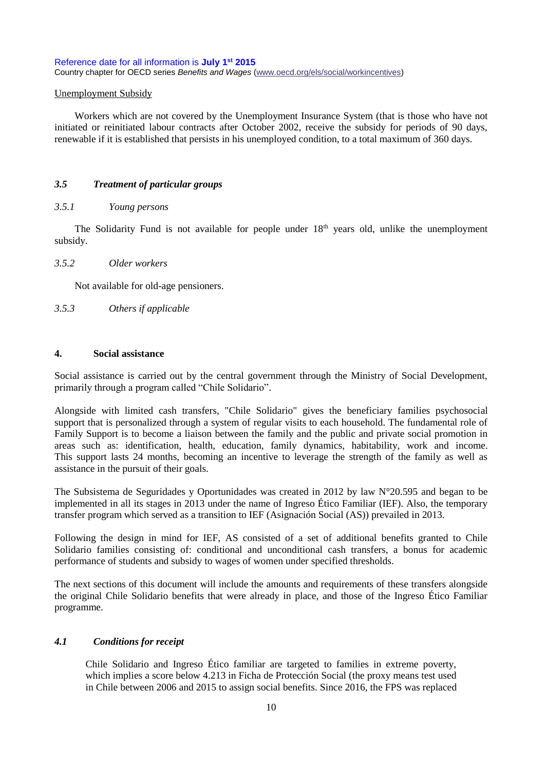Unemployment Subsidy

Workers which are not covered by the Unemployment Insurance System (that is those who have not initiated or reinitiated labour contracts after October 2002, receive the subsidy for periods of 90 days, renewable if it is established that persists in his unemployed condition, to a total maximum of 360 days.

### *3.5 Treatment of particular groups*

#### *3.5.1 Young persons*

The Solidarity Fund is not available for people under 18th years old, unlike the unemployment subsidy.

#### *3.5.2 Older workers*

Not available for old-age pensioners.

#### *3.5.3 Others if applicable*

## 4. Social assistance

Social assistance is carried out by the central government through the Ministry of Social Development, primarily through a program called "Chile Solidario".

Alongside with limited cash transfers, "Chile Solidario" gives the beneficiary families psychosocial support that is personalized through a system of regular visits to each household. The fundamental role of Family Support is to become a liaison between the family and the public and private social promotion in areas such as: identification, health, education, family dynamics, habitability, work and income. This support lasts 24 months, becoming an incentive to leverage the strength of the family as well as assistance in the pursuit of their goals.

The Subsistema de Seguridades y Oportunidades was created in 2012 by law N°20.595 and began to be implemented in all its stages in 2013 under the name of Ingreso Ético Familiar (IEF). Also, the temporary transfer program which served as a transition to IEF (Asignación Social (AS)) prevailed in 2013.

Following the design in mind for IEF, AS consisted of a set of additional benefits granted to Chile Solidario families consisting of: conditional and unconditional cash transfers, a bonus for academic performance of students and subsidy to wages of women under specified thresholds.

The next sections of this document will include the amounts and requirements of these transfers alongside the original Chile Solidario benefits that were already in place, and those of the Ingreso Ético Familiar programme.

### *4.1 Conditions for receipt*

Chile Solidario and Ingreso Ético familiar are targeted to families in extreme poverty, which implies a score below 4.213 in Ficha de Protección Social (the proxy means test used in Chile between 2006 and 2015 to assign social benefits. Since 2016, the FPS was replaced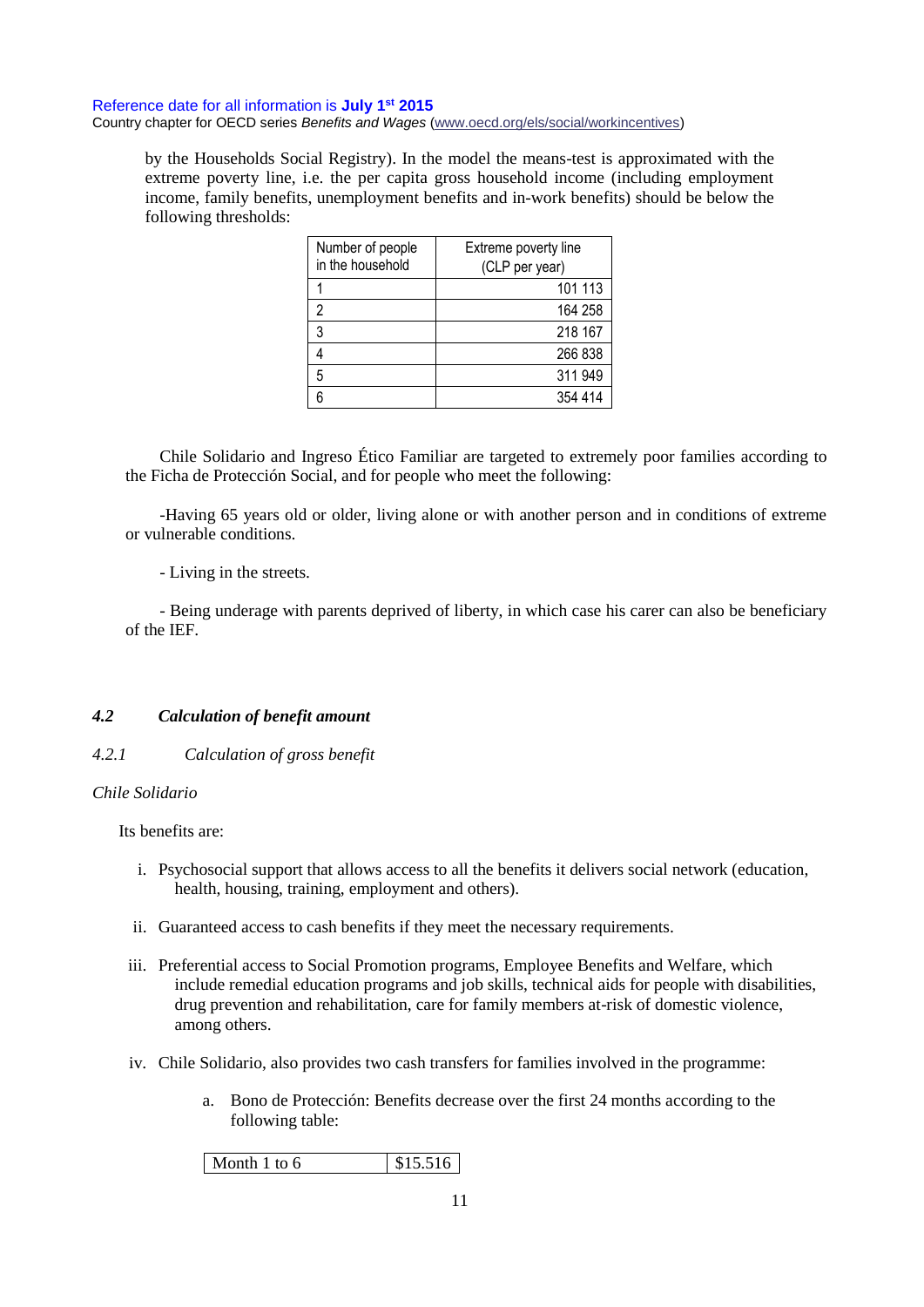by the Households Social Registry). In the model the means-test is approximated with the extreme poverty line, i.e. the per capita gross household income (including employment income, family benefits, unemployment benefits and in-work benefits) should be below the following thresholds:

| Number of people in the household | Extreme poverty line (CLP per year) |
|---|---|
| 1 | 101 113 |
| 2 | 164 258 |
| 3 | 218 167 |
| 4 | 266 838 |
| 5 | 311 949 |
| 6 | 354 414 |

Chile Solidario and Ingreso Ético Familiar are targeted to extremely poor families according to the Ficha de Protección Social, and for people who meet the following:

-Having 65 years old or older, living alone or with another person and in conditions of extreme or vulnerable conditions.

- Living in the streets.

- Being underage with parents deprived of liberty, in which case his carer can also be beneficiary of the IEF.

### *4.2 Calculation of benefit amount*

#### *4.2.1 Calculation of gross benefit*

*Chile Solidario*

Its benefits are:

i. Psychosocial support that allows access to all the benefits it delivers social network (education, health, housing, training, employment and others).

ii. Guaranteed access to cash benefits if they meet the necessary requirements.

iii. Preferential access to Social Promotion programs, Employee Benefits and Welfare, which include remedial education programs and job skills, technical aids for people with disabilities, drug prevention and rehabilitation, care for family members at-risk of domestic violence, among others.

iv. Chile Solidario, also provides two cash transfers for families involved in the programme:

   a. Bono de Protección: Benefits decrease over the first 24 months according to the following table:

| Month 1 to 6 | $15.516 |
|---|---|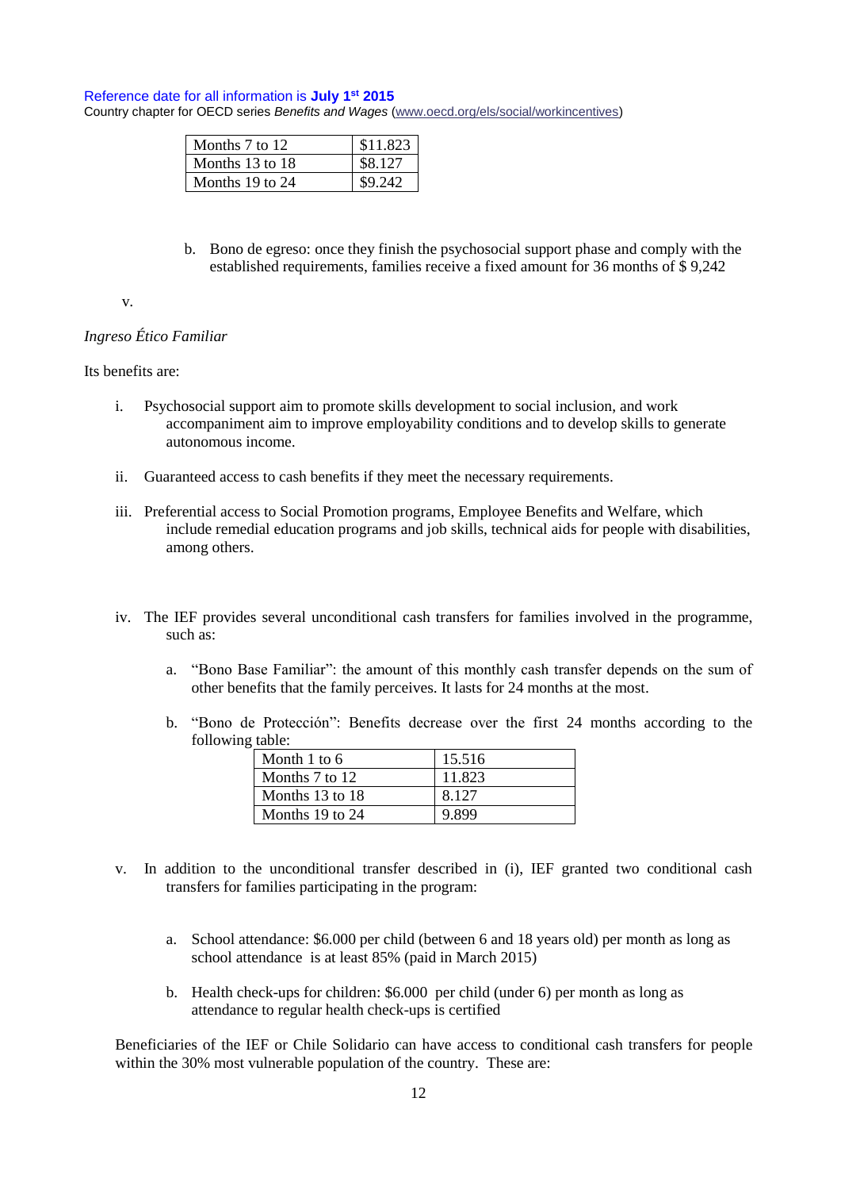| Months 7 to 12 | $11.823 |
|---|---|
| Months 13 to 18 | $8.127 |
| Months 19 to 24 | $9.242 |

b. Bono de egreso: once they finish the psychosocial support phase and comply with the established requirements, families receive a fixed amount for 36 months of $ 9,242

v.

*Ingreso Ético Familiar*

Its benefits are:

i. Psychosocial support aim to promote skills development to social inclusion, and work accompaniment aim to improve employability conditions and to develop skills to generate autonomous income.

ii. Guaranteed access to cash benefits if they meet the necessary requirements.

iii. Preferential access to Social Promotion programs, Employee Benefits and Welfare, which include remedial education programs and job skills, technical aids for people with disabilities, among others.

iv. The IEF provides several unconditional cash transfers for families involved in the programme, such as:

   a. "Bono Base Familiar": the amount of this monthly cash transfer depends on the sum of other benefits that the family perceives. It lasts for 24 months at the most.

   b. "Bono de Protección": Benefits decrease over the first 24 months according to the following table:

| Month 1 to 6 | 15.516 |
|---|---|
| Months 7 to 12 | 11.823 |
| Months 13 to 18 | 8.127 |
| Months 19 to 24 | 9.899 |

v. In addition to the unconditional transfer described in (i), IEF granted two conditional cash transfers for families participating in the program:

   a. School attendance: $6.000 per child (between 6 and 18 years old) per month as long as school attendance is at least 85% (paid in March 2015)

   b. Health check-ups for children: $6.000 per child (under 6) per month as long as attendance to regular health check-ups is certified

Beneficiaries of the IEF or Chile Solidario can have access to conditional cash transfers for people within the 30% most vulnerable population of the country. These are: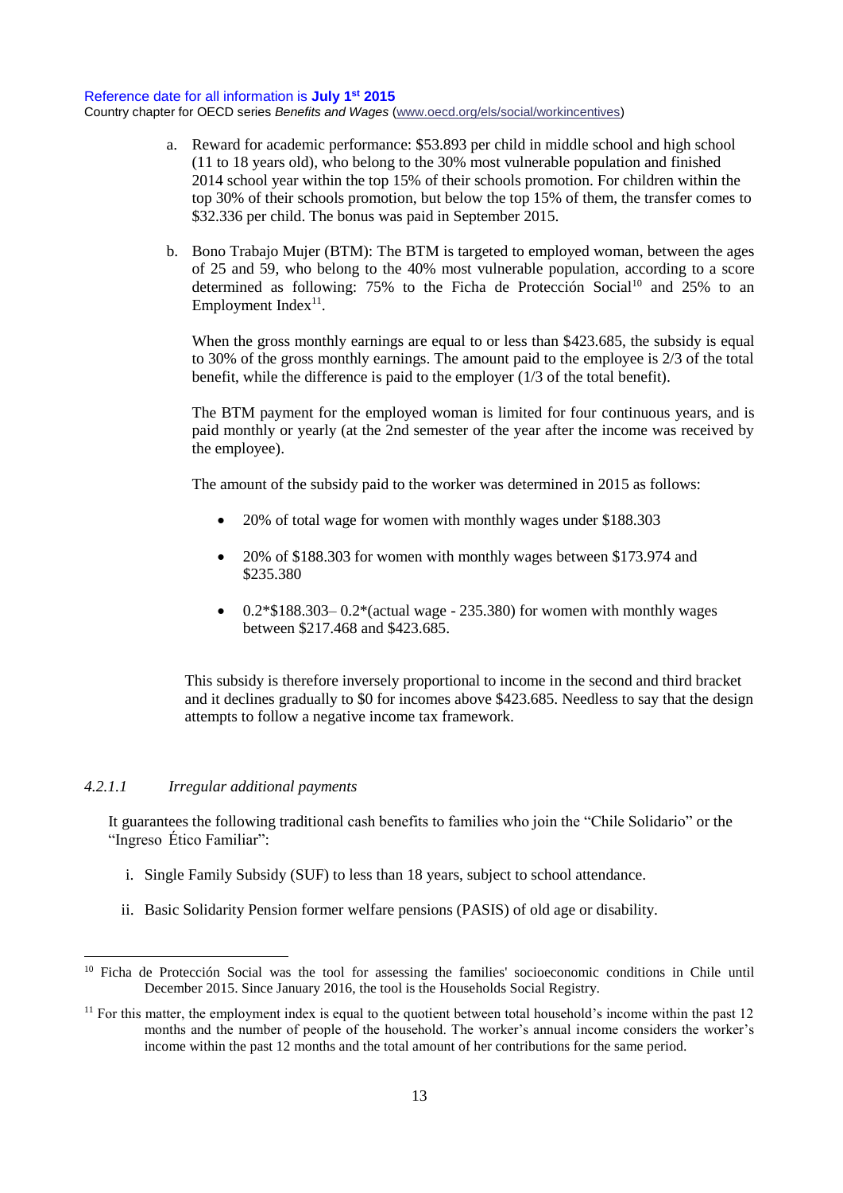a. Reward for academic performance: $53.893 per child in middle school and high school (11 to 18 years old), who belong to the 30% most vulnerable population and finished 2014 school year within the top 15% of their schools promotion. For children within the top 30% of their schools promotion, but below the top 15% of them, the transfer comes to $32.336 per child. The bonus was paid in September 2015.

b. Bono Trabajo Mujer (BTM): The BTM is targeted to employed woman, between the ages of 25 and 59, who belong to the 40% most vulnerable population, according to a score determined as following: 75% to the Ficha de Protección Social[10] and 25% to an Employment Index[11].

   When the gross monthly earnings are equal to or less than $423.685, the subsidy is equal to 30% of the gross monthly earnings. The amount paid to the employee is 2/3 of the total benefit, while the difference is paid to the employer (1/3 of the total benefit).

   The BTM payment for the employed woman is limited for four continuous years, and is paid monthly or yearly (at the 2nd semester of the year after the income was received by the employee).

   The amount of the subsidy paid to the worker was determined in 2015 as follows:

   - 20% of total wage for women with monthly wages under $188.303
   - 20% of $188.303 for women with monthly wages between $173.974 and $235.380
   - 0.2*$188.303– 0.2*(actual wage - 235.380) for women with monthly wages between $217.468 and $423.685.

   This subsidy is therefore inversely proportional to income in the second and third bracket and it declines gradually to $0 for incomes above $423.685. Needless to say that the design attempts to follow a negative income tax framework.

#### *4.2.1.1 Irregular additional payments*

It guarantees the following traditional cash benefits to families who join the "Chile Solidario" or the "Ingreso Ético Familiar":

i. Single Family Subsidy (SUF) to less than 18 years, subject to school attendance.

ii. Basic Solidarity Pension former welfare pensions (PASIS) of old age or disability.

---

[10] Ficha de Protección Social was the tool for assessing the families' socioeconomic conditions in Chile until December 2015. Since January 2016, the tool is the Households Social Registry.

[11] For this matter, the employment index is equal to the quotient between total household's income within the past 12 months and the number of people of the household. The worker's annual income considers the worker's income within the past 12 months and the total amount of her contributions for the same period.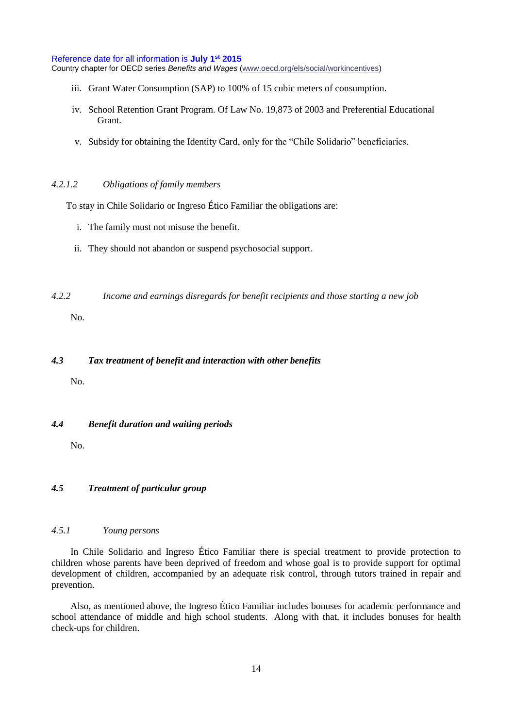iii. Grant Water Consumption (SAP) to 100% of 15 cubic meters of consumption.

iv. School Retention Grant Program. Of Law No. 19,873 of 2003 and Preferential Educational Grant.

v. Subsidy for obtaining the Identity Card, only for the "Chile Solidario" beneficiaries.

#### *4.2.1.2 Obligations of family members*

To stay in Chile Solidario or Ingreso Ético Familiar the obligations are:

i. The family must not misuse the benefit.

ii. They should not abandon or suspend psychosocial support.

### *4.2.2 Income and earnings disregards for benefit recipients and those starting a new job*

No.

## ***4.3 Tax treatment of benefit and interaction with other benefits***

No.

## ***4.4 Benefit duration and waiting periods***

No.

## ***4.5 Treatment of particular group***

### *4.5.1 Young persons*

In Chile Solidario and Ingreso Ético Familiar there is special treatment to provide protection to children whose parents have been deprived of freedom and whose goal is to provide support for optimal development of children, accompanied by an adequate risk control, through tutors trained in repair and prevention.

Also, as mentioned above, the Ingreso Ético Familiar includes bonuses for academic performance and school attendance of middle and high school students. Along with that, it includes bonuses for health check-ups for children.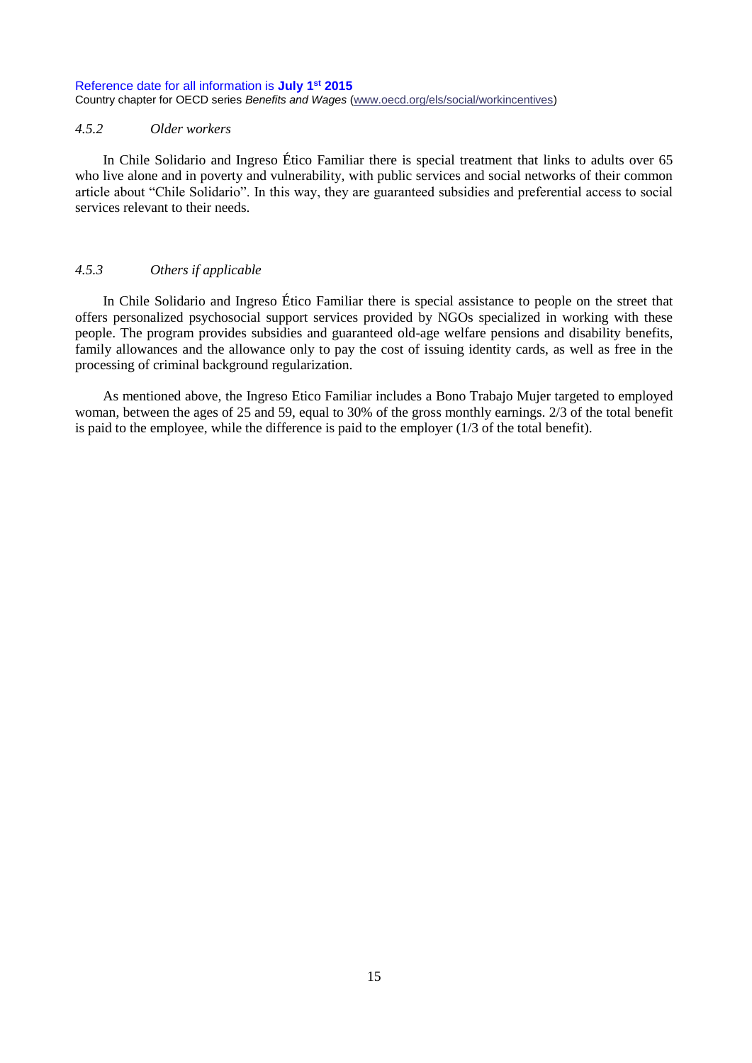#### *4.5.2 Older workers*

In Chile Solidario and Ingreso Ético Familiar there is special treatment that links to adults over 65 who live alone and in poverty and vulnerability, with public services and social networks of their common article about "Chile Solidario". In this way, they are guaranteed subsidies and preferential access to social services relevant to their needs.

#### *4.5.3 Others if applicable*

In Chile Solidario and Ingreso Ético Familiar there is special assistance to people on the street that offers personalized psychosocial support services provided by NGOs specialized in working with these people. The program provides subsidies and guaranteed old-age welfare pensions and disability benefits, family allowances and the allowance only to pay the cost of issuing identity cards, as well as free in the processing of criminal background regularization.

As mentioned above, the Ingreso Etico Familiar includes a Bono Trabajo Mujer targeted to employed woman, between the ages of 25 and 59, equal to 30% of the gross monthly earnings. 2/3 of the total benefit is paid to the employee, while the difference is paid to the employer (1/3 of the total benefit).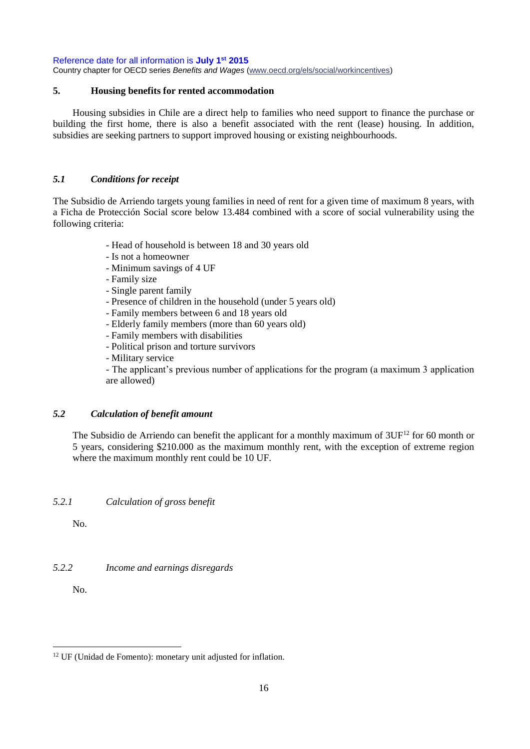## 5. Housing benefits for rented accommodation

Housing subsidies in Chile are a direct help to families who need support to finance the purchase or building the first home, there is also a benefit associated with the rent (lease) housing. In addition, subsidies are seeking partners to support improved housing or existing neighbourhoods.

### *5.1 Conditions for receipt*

The Subsidio de Arriendo targets young families in need of rent for a given time of maximum 8 years, with a Ficha de Protección Social score below 13.484 combined with a score of social vulnerability using the following criteria:

- Head of household is between 18 and 30 years old
- Is not a homeowner
- Minimum savings of 4 UF
- Family size
- Single parent family
- Presence of children in the household (under 5 years old)
- Family members between 6 and 18 years old
- Elderly family members (more than 60 years old)
- Family members with disabilities
- Political prison and torture survivors
- Military service
- The applicant's previous number of applications for the program (a maximum 3 application are allowed)

### *5.2 Calculation of benefit amount*

The Subsidio de Arriendo can benefit the applicant for a monthly maximum of 3UF[12] for 60 month or 5 years, considering $210.000 as the maximum monthly rent, with the exception of extreme region where the maximum monthly rent could be 10 UF.

#### *5.2.1 Calculation of gross benefit*

No.

#### *5.2.2 Income and earnings disregards*

No.

[12] UF (Unidad de Fomento): monetary unit adjusted for inflation.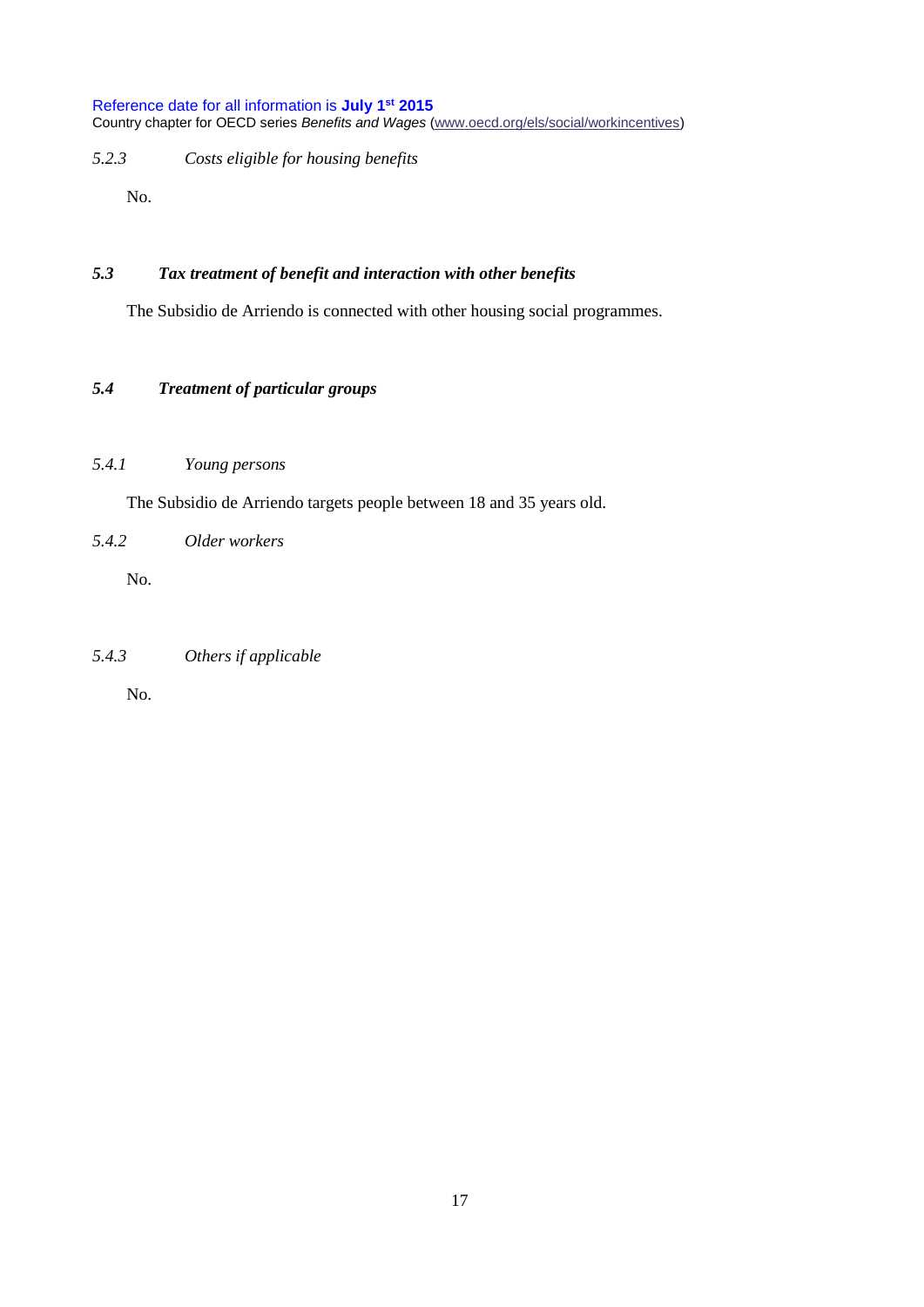#### *5.2.3 Costs eligible for housing benefits*

No.

### *5.3 Tax treatment of benefit and interaction with other benefits*

The Subsidio de Arriendo is connected with other housing social programmes.

### *5.4 Treatment of particular groups*

#### *5.4.1 Young persons*

The Subsidio de Arriendo targets people between 18 and 35 years old.

#### *5.4.2 Older workers*

No.

#### *5.4.3 Others if applicable*

No.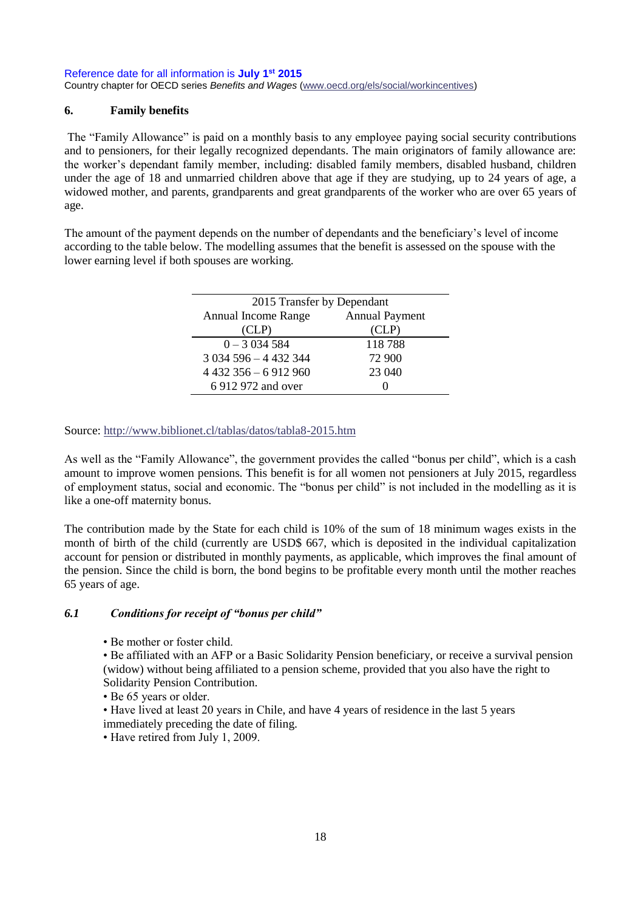## 6. Family benefits

The "Family Allowance" is paid on a monthly basis to any employee paying social security contributions and to pensioners, for their legally recognized dependants. The main originators of family allowance are: the worker's dependant family member, including: disabled family members, disabled husband, children under the age of 18 and unmarried children above that age if they are studying, up to 24 years of age, a widowed mother, and parents, grandparents and great grandparents of the worker who are over 65 years of age.

The amount of the payment depends on the number of dependants and the beneficiary's level of income according to the table below. The modelling assumes that the benefit is assessed on the spouse with the lower earning level if both spouses are working.

| 2015 Transfer by Dependant | |
|---|---|
| Annual Income Range (CLP) | Annual Payment (CLP) |
| 0 – 3 034 584 | 118 788 |
| 3 034 596 – 4 432 344 | 72 900 |
| 4 432 356 – 6 912 960 | 23 040 |
| 6 912 972 and over | 0 |

Source: http://www.biblionet.cl/tablas/datos/tabla8-2015.htm

As well as the "Family Allowance", the government provides the called "bonus per child", which is a cash amount to improve women pensions. This benefit is for all women not pensioners at July 2015, regardless of employment status, social and economic. The "bonus per child" is not included in the modelling as it is like a one-off maternity bonus.

The contribution made by the State for each child is 10% of the sum of 18 minimum wages exists in the month of birth of the child (currently are USD$ 667, which is deposited in the individual capitalization account for pension or distributed in monthly payments, as applicable, which improves the final amount of the pension. Since the child is born, the bond begins to be profitable every month until the mother reaches 65 years of age.

### *6.1 Conditions for receipt of "bonus per child"*

- Be mother or foster child.
- Be affiliated with an AFP or a Basic Solidarity Pension beneficiary, or receive a survival pension (widow) without being affiliated to a pension scheme, provided that you also have the right to Solidarity Pension Contribution.
- Be 65 years or older.
- Have lived at least 20 years in Chile, and have 4 years of residence in the last 5 years immediately preceding the date of filing.
- Have retired from July 1, 2009.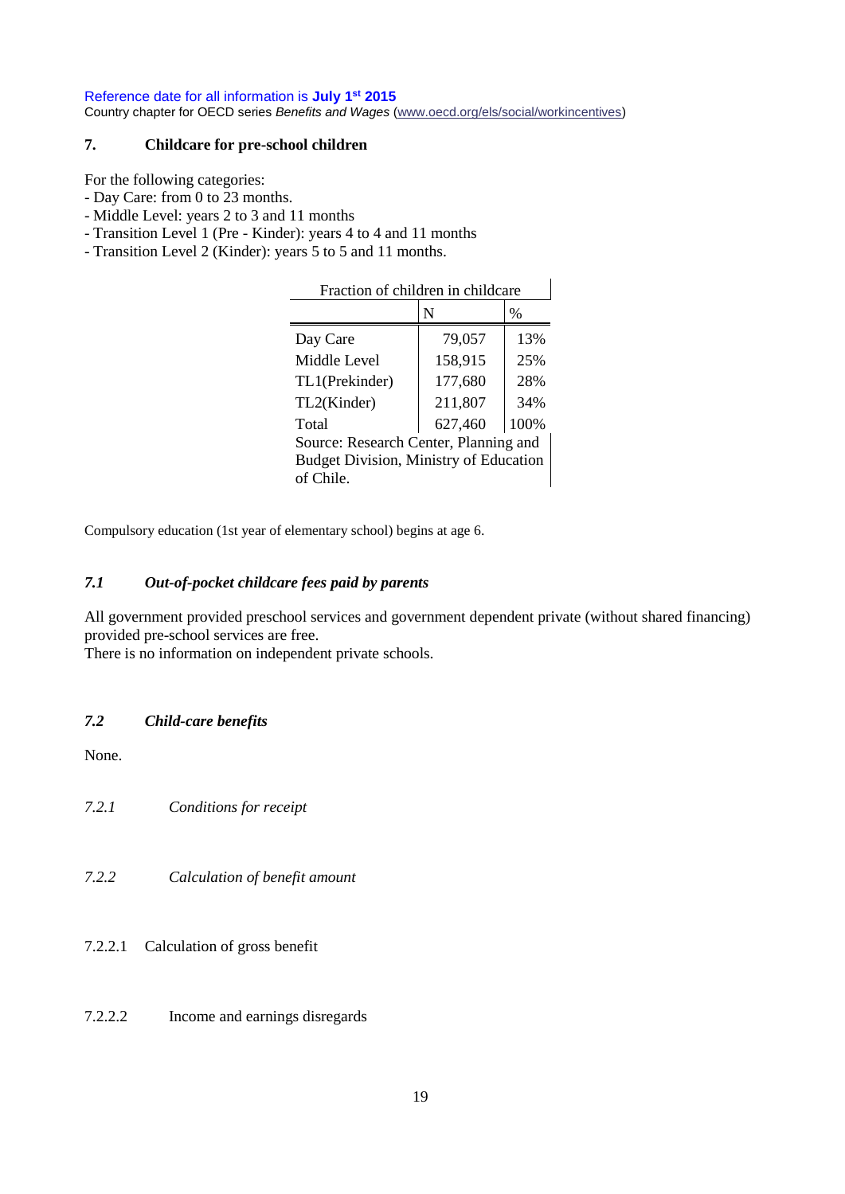Reference date for all information is **July 1st 2015**

Country chapter for OECD series *Benefits and Wages* (www.oecd.org/els/social/workincentives)

## 7. Childcare for pre-school children

For the following categories:

- Day Care: from 0 to 23 months.
- Middle Level: years 2 to 3 and 11 months
- Transition Level 1 (Pre - Kinder): years 4 to 4 and 11 months
- Transition Level 2 (Kinder): years 5 to 5 and 11 months.

| Fraction of children in childcare | | |
|---|---|---|
| | N | % |
| Day Care | 79,057 | 13% |
| Middle Level | 158,915 | 25% |
| TL1(Prekinder) | 177,680 | 28% |
| TL2(Kinder) | 211,807 | 34% |
| Total | 627,460 | 100% |

Source: Research Center, Planning and Budget Division, Ministry of Education of Chile.

Compulsory education (1st year of elementary school) begins at age 6.

### *7.1 Out-of-pocket childcare fees paid by parents*

All government provided preschool services and government dependent private (without shared financing) provided pre-school services are free.

There is no information on independent private schools.

### *7.2 Child-care benefits*

None.

#### *7.2.1 Conditions for receipt*

#### *7.2.2 Calculation of benefit amount*

##### 7.2.2.1 Calculation of gross benefit

##### 7.2.2.2 Income and earnings disregards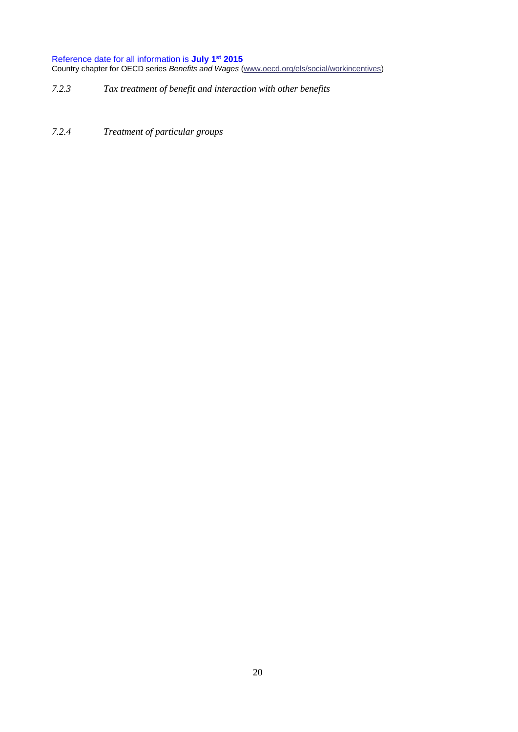#### *7.2.3 Tax treatment of benefit and interaction with other benefits*

#### *7.2.4 Treatment of particular groups*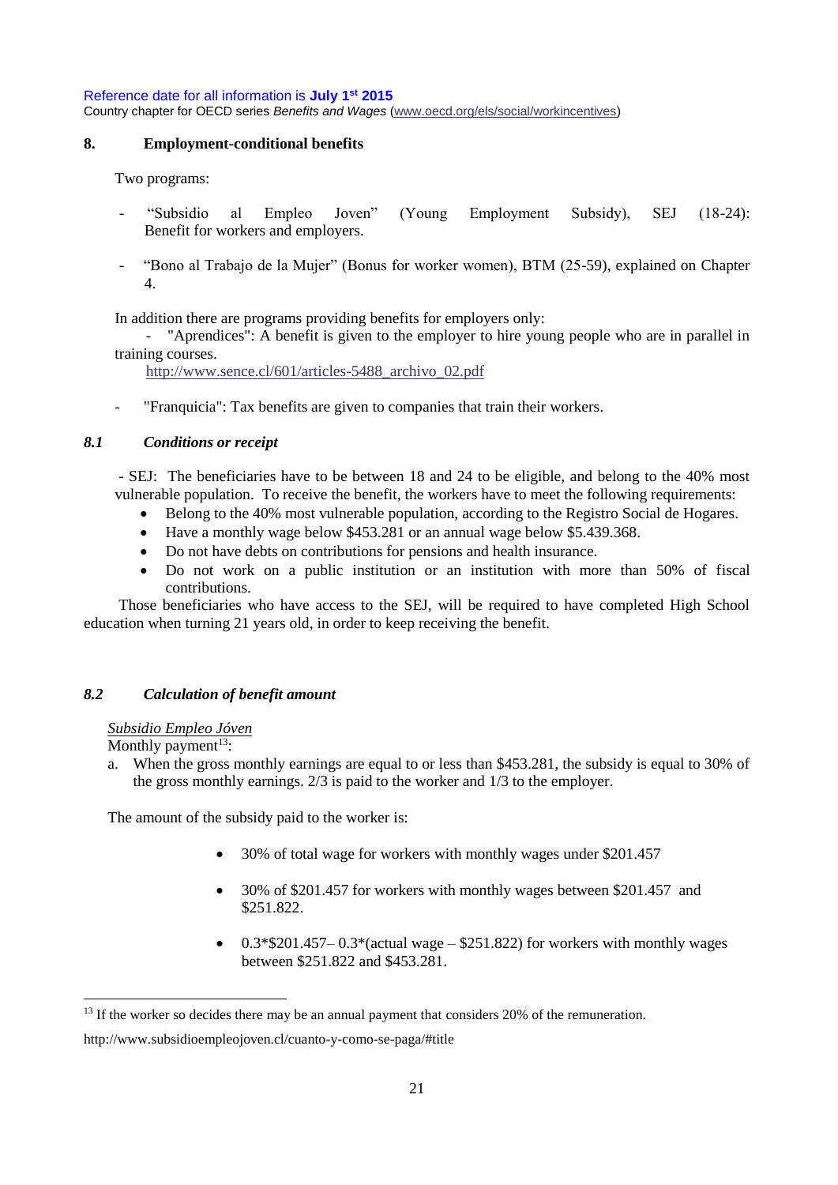## 8. Employment-conditional benefits

Two programs:

- "Subsidio al Empleo Joven" (Young Employment Subsidy), SEJ (18-24): Benefit for workers and employers.
- "Bono al Trabajo de la Mujer" (Bonus for worker women), BTM (25-59), explained on Chapter 4.

In addition there are programs providing benefits for employers only:

- "Aprendices": A benefit is given to the employer to hire young people who are in parallel in training courses.
  http://www.sence.cl/601/articles-5488_archivo_02.pdf
- "Franquicia": Tax benefits are given to companies that train their workers.

### *8.1 Conditions or receipt*

- SEJ: The beneficiaries have to be between 18 and 24 to be eligible, and belong to the 40% most vulnerable population. To receive the benefit, the workers have to meet the following requirements:
  - Belong to the 40% most vulnerable population, according to the Registro Social de Hogares.
  - Have a monthly wage below $453.281 or an annual wage below $5.439.368.
  - Do not have debts on contributions for pensions and health insurance.
  - Do not work on a public institution or an institution with more than 50% of fiscal contributions.

Those beneficiaries who have access to the SEJ, will be required to have completed High School education when turning 21 years old, in order to keep receiving the benefit.

### *8.2 Calculation of benefit amount*

*Subsidio Empleo Jóven*

Monthly payment[13]:

a. When the gross monthly earnings are equal to or less than $453.281, the subsidy is equal to 30% of the gross monthly earnings. 2/3 is paid to the worker and 1/3 to the employer.

The amount of the subsidy paid to the worker is:

- 30% of total wage for workers with monthly wages under $201.457
- 30% of $201.457 for workers with monthly wages between $201.457 and $251.822.
- 0.3*$201.457– 0.3*(actual wage – $251.822) for workers with monthly wages between $251.822 and $453.281.

[13] If the worker so decides there may be an annual payment that considers 20% of the remuneration. http://www.subsidioempleojoven.cl/cuanto-y-como-se-paga/#title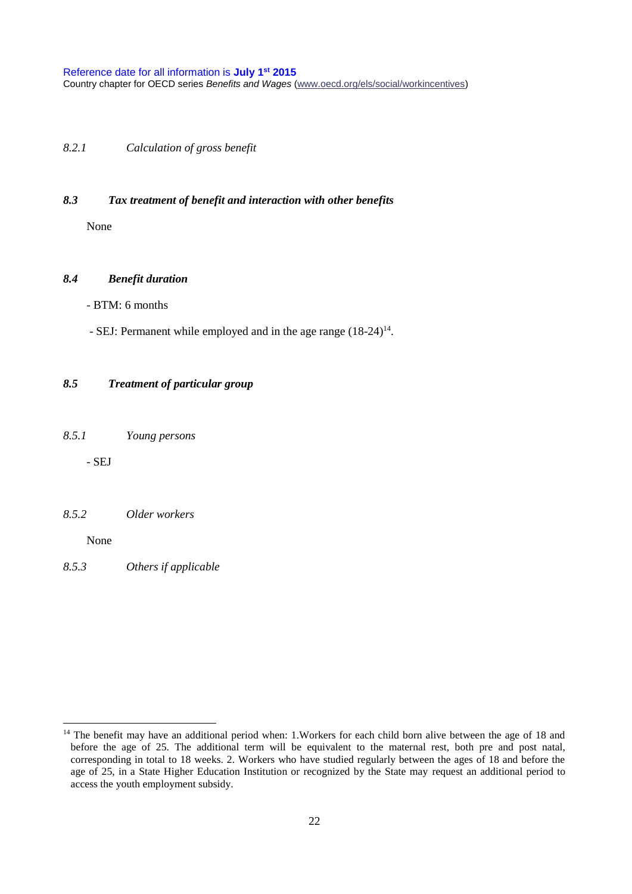*8.2.1 Calculation of gross benefit*

### *8.3 Tax treatment of benefit and interaction with other benefits*

None

### *8.4 Benefit duration*

- BTM: 6 months
- SEJ: Permanent while employed and in the age range (18-24)[14].

### *8.5 Treatment of particular group*

*8.5.1 Young persons*

- SEJ

*8.5.2 Older workers*

None

*8.5.3 Others if applicable*

---

[14] The benefit may have an additional period when: 1.Workers for each child born alive between the age of 18 and before the age of 25. The additional term will be equivalent to the maternal rest, both pre and post natal, corresponding in total to 18 weeks. 2. Workers who have studied regularly between the ages of 18 and before the age of 25, in a State Higher Education Institution or recognized by the State may request an additional period to access the youth employment subsidy.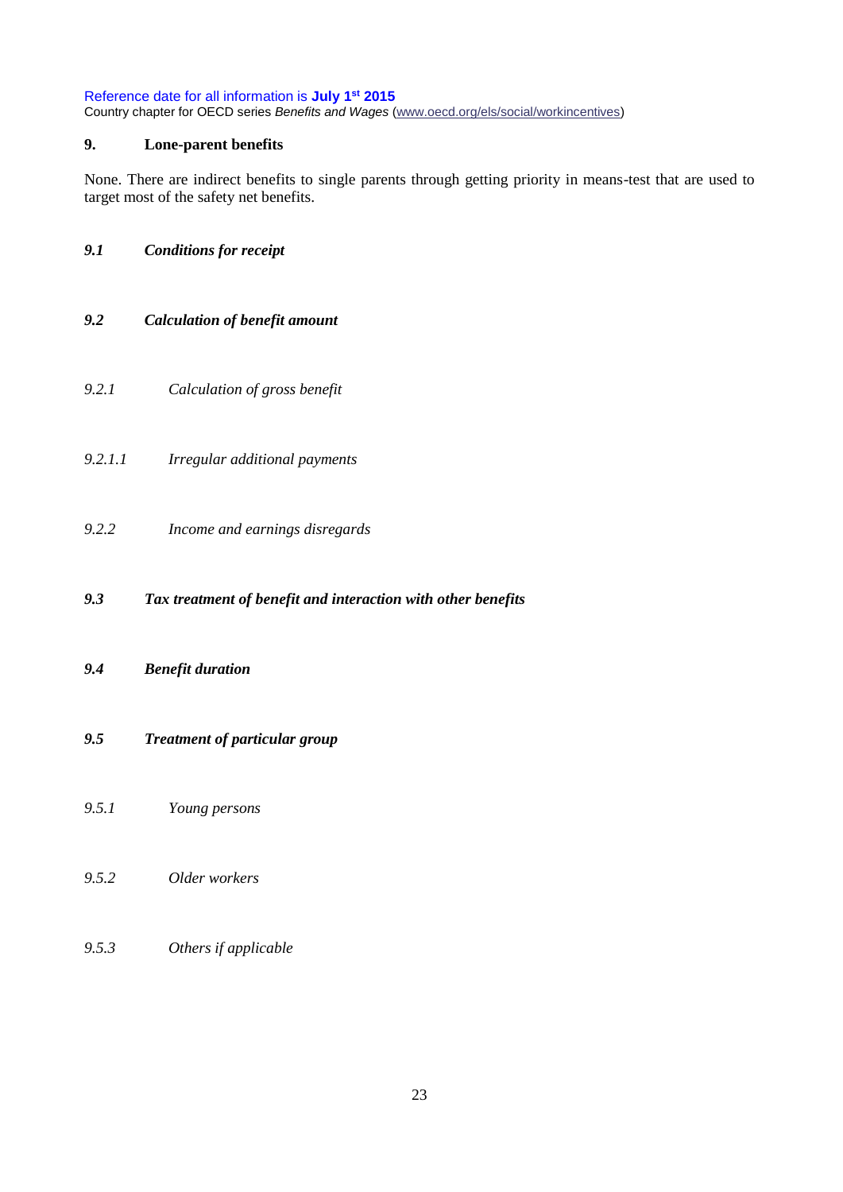## 9. Lone-parent benefits

None. There are indirect benefits to single parents through getting priority in means-test that are used to target most of the safety net benefits.

### *9.1 Conditions for receipt*

### *9.2 Calculation of benefit amount*

#### *9.2.1 Calculation of gross benefit*

#### *9.2.1.1 Irregular additional payments*

#### *9.2.2 Income and earnings disregards*

### *9.3 Tax treatment of benefit and interaction with other benefits*

### *9.4 Benefit duration*

### *9.5 Treatment of particular group*

#### *9.5.1 Young persons*

#### *9.5.2 Older workers*

#### *9.5.3 Others if applicable*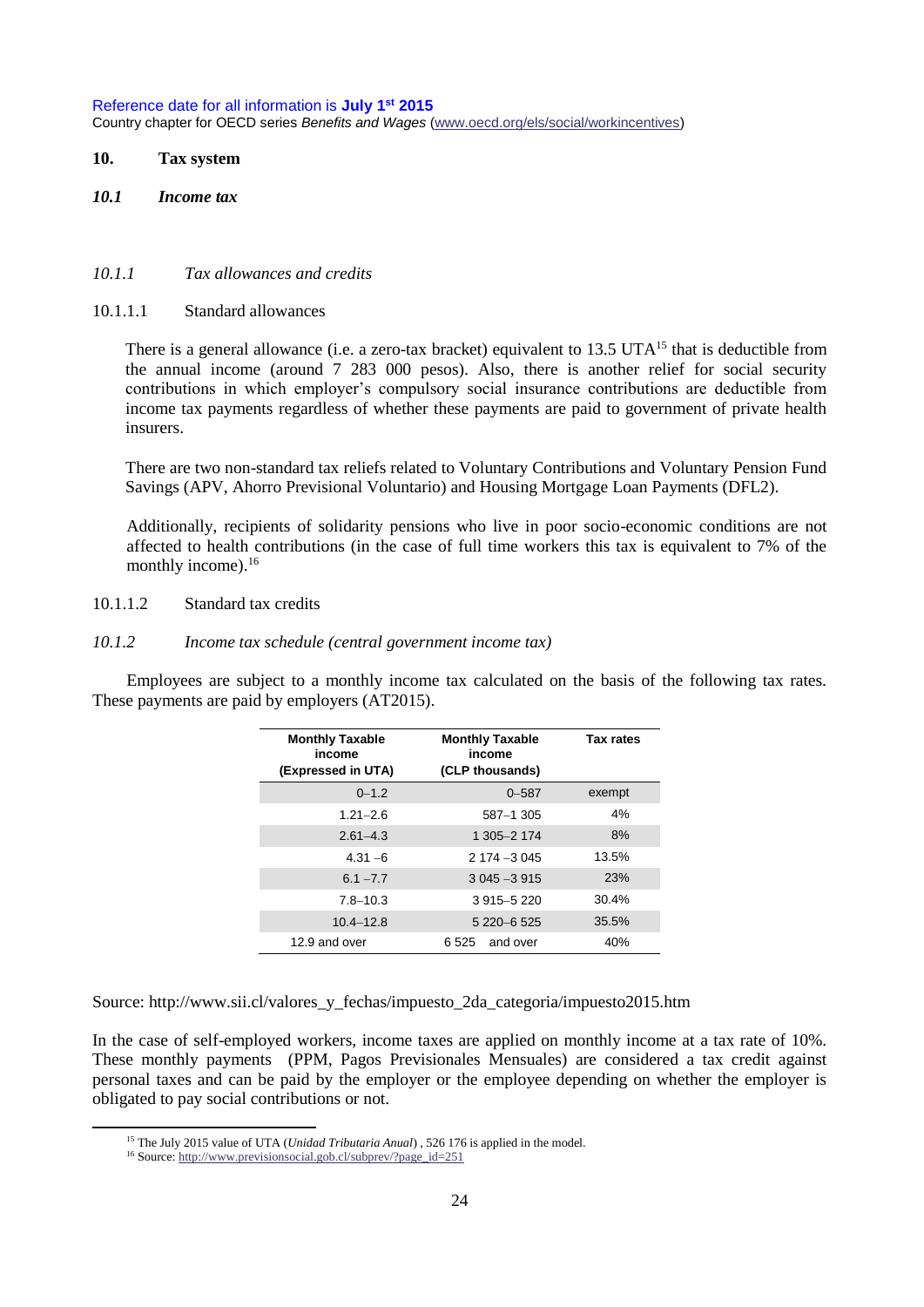Reference date for all information is **July 1st 2015**
Country chapter for OECD series *Benefits and Wages* (www.oecd.org/els/social/workincentives)

## 10. Tax system

### *10.1 Income tax*

#### *10.1.1 Tax allowances and credits*

##### 10.1.1.1 Standard allowances

There is a general allowance (i.e. a zero-tax bracket) equivalent to 13.5 UTA[15] that is deductible from the annual income (around 7 283 000 pesos). Also, there is another relief for social security contributions in which employer's compulsory social insurance contributions are deductible from income tax payments regardless of whether these payments are paid to government of private health insurers.

There are two non-standard tax reliefs related to Voluntary Contributions and Voluntary Pension Fund Savings (APV, Ahorro Previsional Voluntario) and Housing Mortgage Loan Payments (DFL2).

Additionally, recipients of solidarity pensions who live in poor socio-economic conditions are not affected to health contributions (in the case of full time workers this tax is equivalent to 7% of the monthly income).[16]

##### 10.1.1.2 Standard tax credits

#### *10.1.2 Income tax schedule (central government income tax)*

Employees are subject to a monthly income tax calculated on the basis of the following tax rates. These payments are paid by employers (AT2015).

| Monthly Taxable income (Expressed in UTA) | Monthly Taxable income (CLP thousands) | Tax rates |
|---|---|---|
| 0–1.2 | 0–587 | exempt |
| 1.21–2.6 | 587–1 305 | 4% |
| 2.61–4.3 | 1 305–2 174 | 8% |
| 4.31 –6 | 2 174 –3 045 | 13.5% |
| 6.1 –7.7 | 3 045 –3 915 | 23% |
| 7.8–10.3 | 3 915–5 220 | 30.4% |
| 10.4–12.8 | 5 220–6 525 | 35.5% |
| 12.9 and over | 6 525 and over | 40% |

Source: http://www.sii.cl/valores_y_fechas/impuesto_2da_categoria/impuesto2015.htm

In the case of self-employed workers, income taxes are applied on monthly income at a tax rate of 10%. These monthly payments (PPM, Pagos Previsionales Mensuales) are considered a tax credit against personal taxes and can be paid by the employer or the employee depending on whether the employer is obligated to pay social contributions or not.

---

[15] The July 2015 value of UTA (*Unidad Tributaria Anual*) , 526 176 is applied in the model.

[16] Source: http://www.previsionsocial.gob.cl/subprev/?page_id=251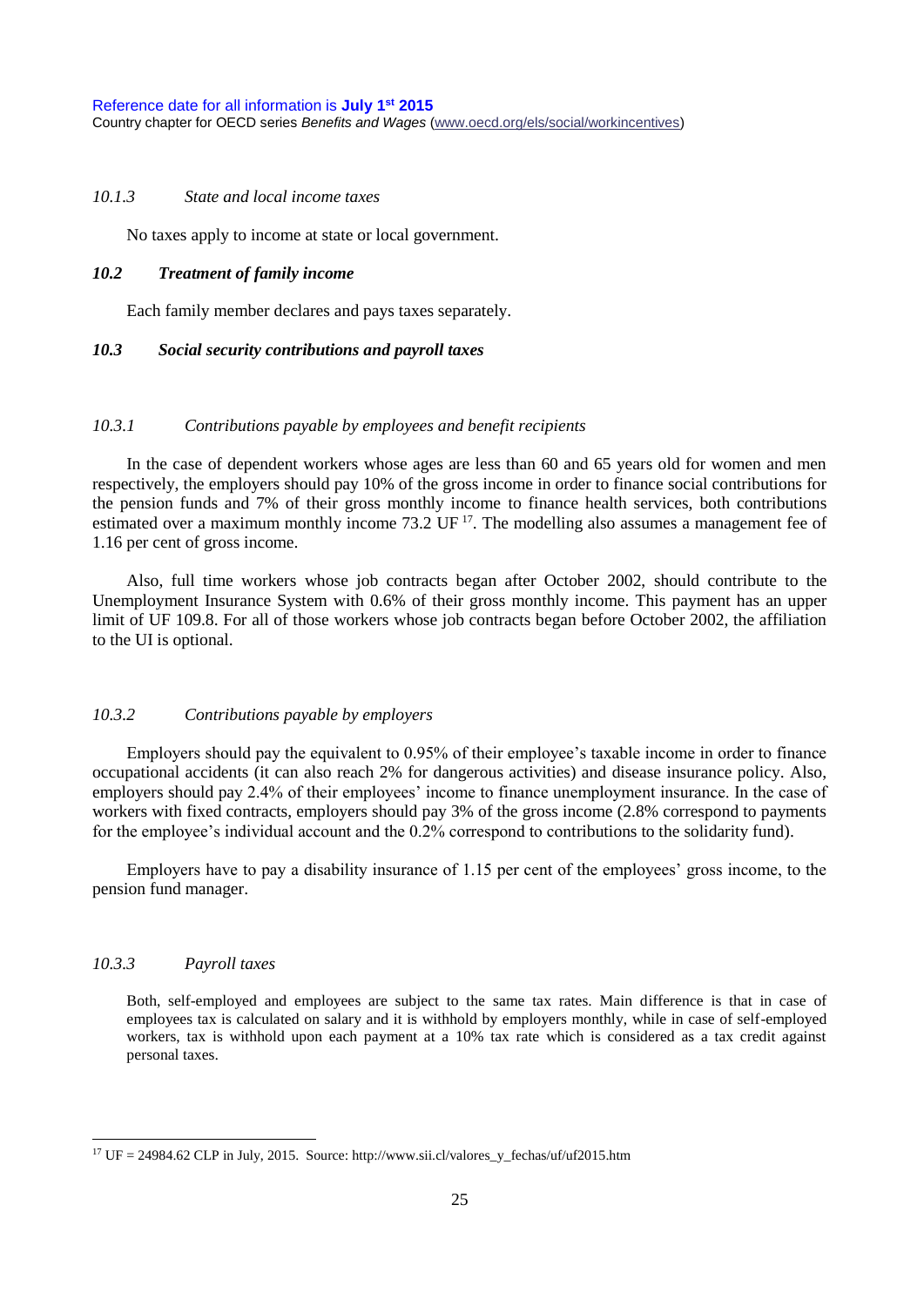### *10.1.3 State and local income taxes*

No taxes apply to income at state or local government.

## ***10.2 Treatment of family income***

Each family member declares and pays taxes separately.

## ***10.3 Social security contributions and payroll taxes***

### *10.3.1 Contributions payable by employees and benefit recipients*

In the case of dependent workers whose ages are less than 60 and 65 years old for women and men respectively, the employers should pay 10% of the gross income in order to finance social contributions for the pension funds and 7% of their gross monthly income to finance health services, both contributions estimated over a maximum monthly income 73.2 UF [17]. The modelling also assumes a management fee of 1.16 per cent of gross income.

Also, full time workers whose job contracts began after October 2002, should contribute to the Unemployment Insurance System with 0.6% of their gross monthly income. This payment has an upper limit of UF 109.8. For all of those workers whose job contracts began before October 2002, the affiliation to the UI is optional.

### *10.3.2 Contributions payable by employers*

Employers should pay the equivalent to 0.95% of their employee's taxable income in order to finance occupational accidents (it can also reach 2% for dangerous activities) and disease insurance policy. Also, employers should pay 2.4% of their employees' income to finance unemployment insurance. In the case of workers with fixed contracts, employers should pay 3% of the gross income (2.8% correspond to payments for the employee's individual account and the 0.2% correspond to contributions to the solidarity fund).

Employers have to pay a disability insurance of 1.15 per cent of the employees' gross income, to the pension fund manager.

### *10.3.3 Payroll taxes*

Both, self-employed and employees are subject to the same tax rates. Main difference is that in case of employees tax is calculated on salary and it is withhold by employers monthly, while in case of self-employed workers, tax is withhold upon each payment at a 10% tax rate which is considered as a tax credit against personal taxes.

[17] UF = 24984.62 CLP in July, 2015. Source: http://www.sii.cl/valores_y_fechas/uf/uf2015.htm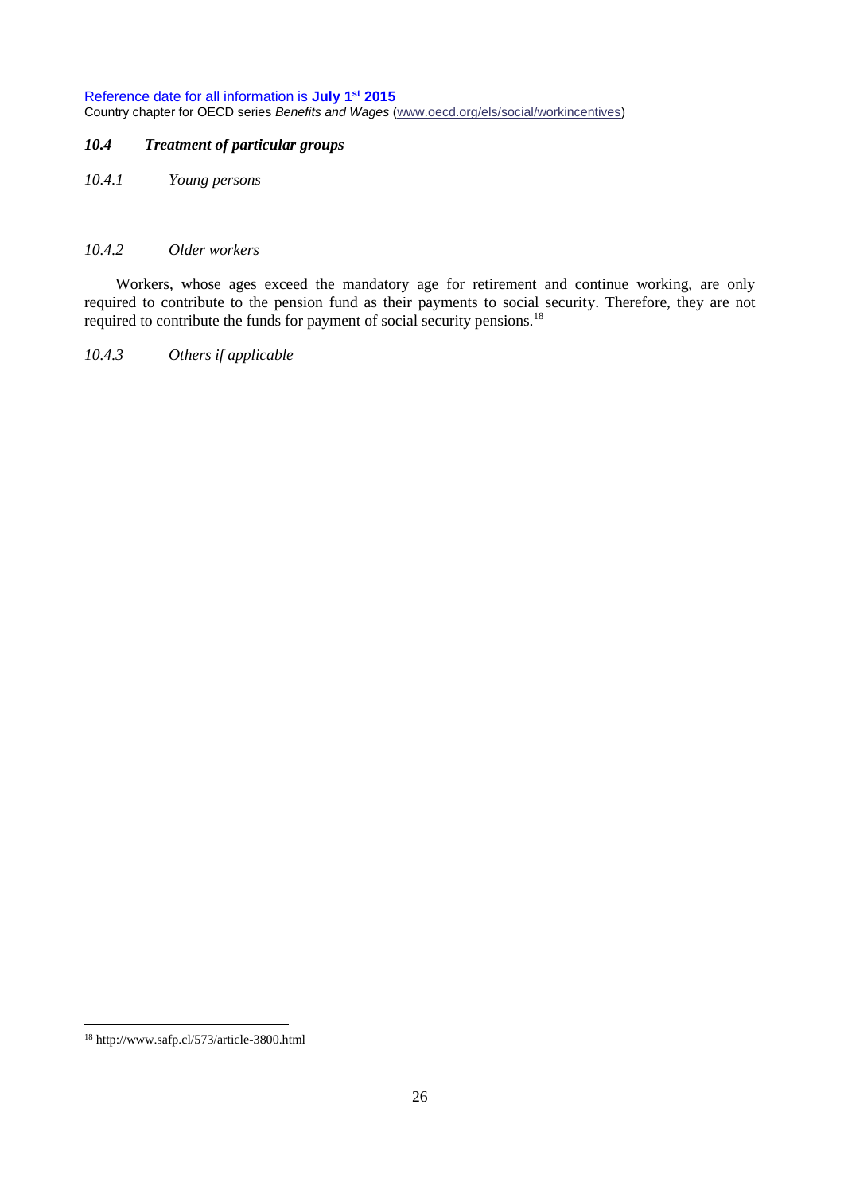### *10.4 Treatment of particular groups*

#### *10.4.1 Young persons*

#### *10.4.2 Older workers*

Workers, whose ages exceed the mandatory age for retirement and continue working, are only required to contribute to the pension fund as their payments to social security. Therefore, they are not required to contribute the funds for payment of social security pensions.[18]

#### *10.4.3 Others if applicable*

---

[18] http://www.safp.cl/573/article-3800.html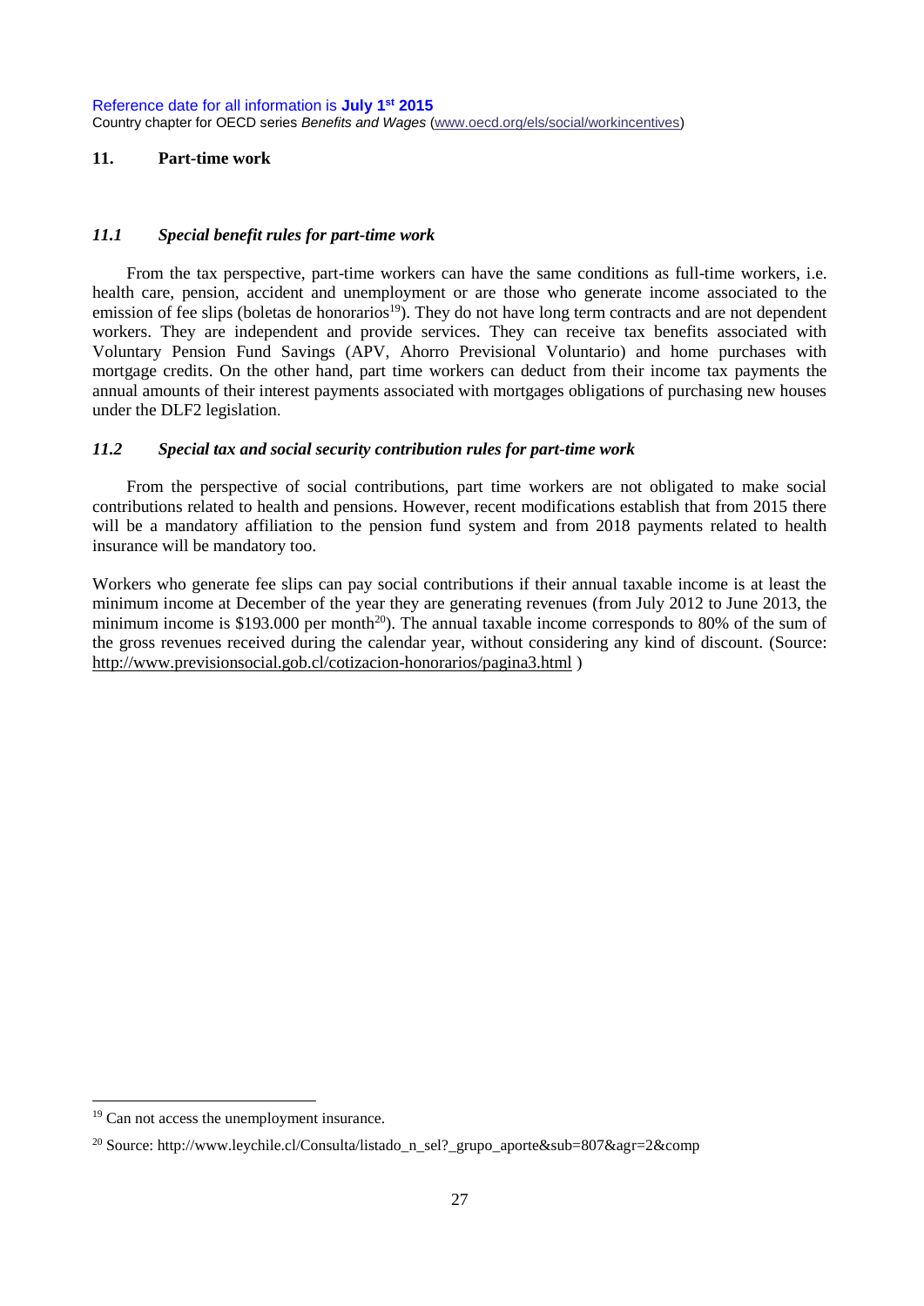## 11. Part-time work

### *11.1 Special benefit rules for part-time work*

From the tax perspective, part-time workers can have the same conditions as full-time workers, i.e. health care, pension, accident and unemployment or are those who generate income associated to the emission of fee slips (boletas de honorarios[19]). They do not have long term contracts and are not dependent workers. They are independent and provide services. They can receive tax benefits associated with Voluntary Pension Fund Savings (APV, Ahorro Previsional Voluntario) and home purchases with mortgage credits. On the other hand, part time workers can deduct from their income tax payments the annual amounts of their interest payments associated with mortgages obligations of purchasing new houses under the DLF2 legislation.

### *11.2 Special tax and social security contribution rules for part-time work*

From the perspective of social contributions, part time workers are not obligated to make social contributions related to health and pensions. However, recent modifications establish that from 2015 there will be a mandatory affiliation to the pension fund system and from 2018 payments related to health insurance will be mandatory too.

Workers who generate fee slips can pay social contributions if their annual taxable income is at least the minimum income at December of the year they are generating revenues (from July 2012 to June 2013, the minimum income is $193.000 per month[20]). The annual taxable income corresponds to 80% of the sum of the gross revenues received during the calendar year, without considering any kind of discount. (Source: http://www.previsionsocial.gob.cl/cotizacion-honorarios/pagina3.html )

---

[19] Can not access the unemployment insurance.

[20] Source: http://www.leychile.cl/Consulta/listado_n_sel?_grupo_aporte&sub=807&agr=2&comp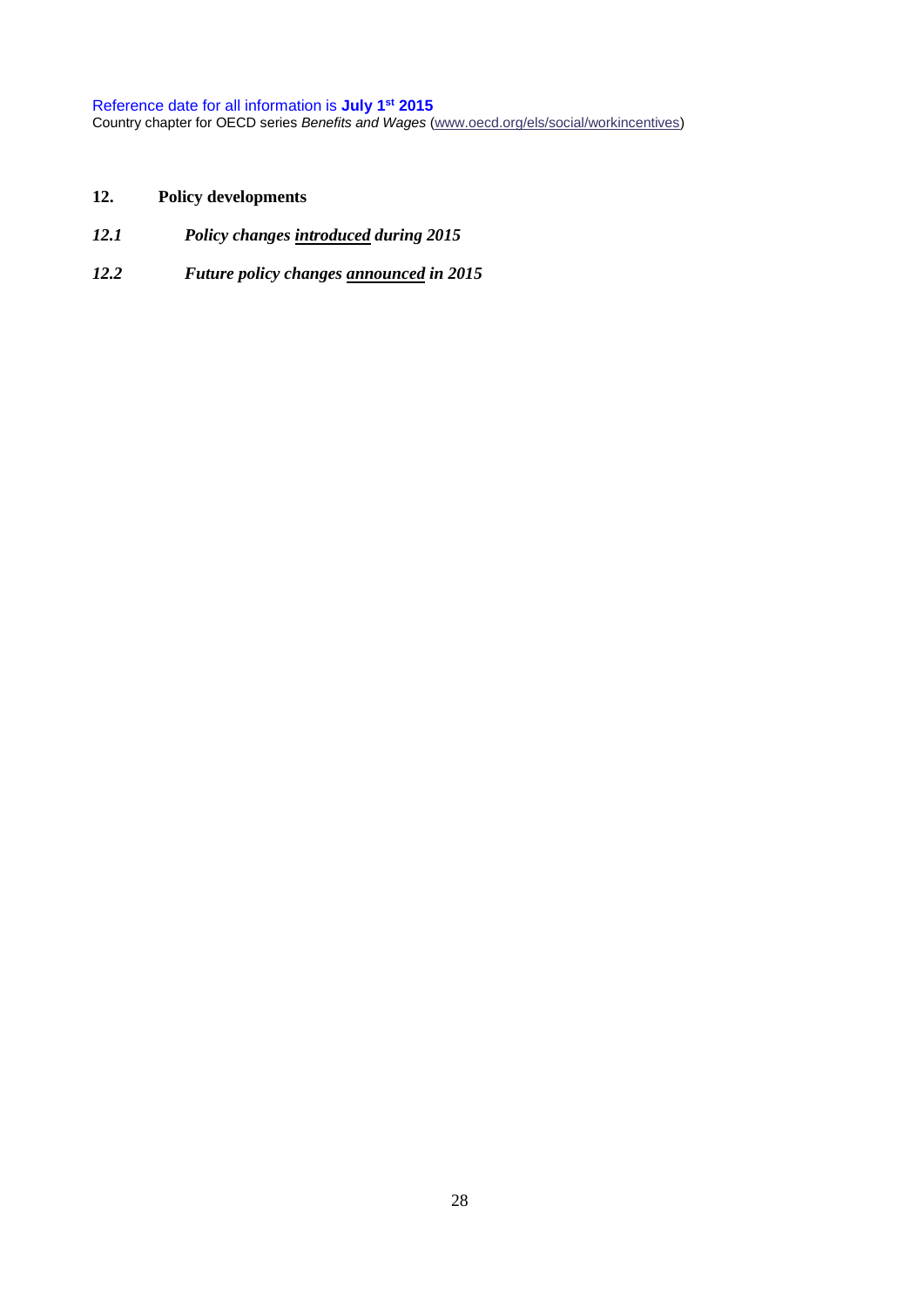Reference date for all information is **July 1st 2015**
Country chapter for OECD series *Benefits and Wages* (www.oecd.org/els/social/workincentives)

## 12. Policy developments

### *12.1 Policy changes introduced during 2015*

### *12.2 Future policy changes announced in 2015*